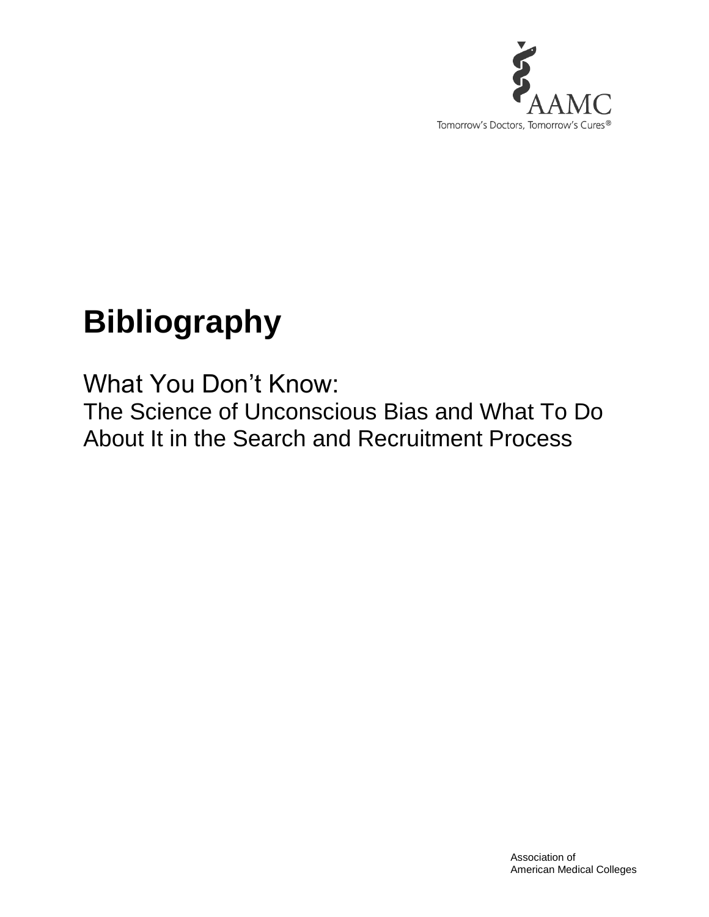AAMC

Tomorrow's Doctors, Tomorrow's Cures®

# Bibliography

## What You Don't Know:

The Science of Unconscious Bias and What To Do About It in the Search and Recruitment Process

Association of American Medical Colleges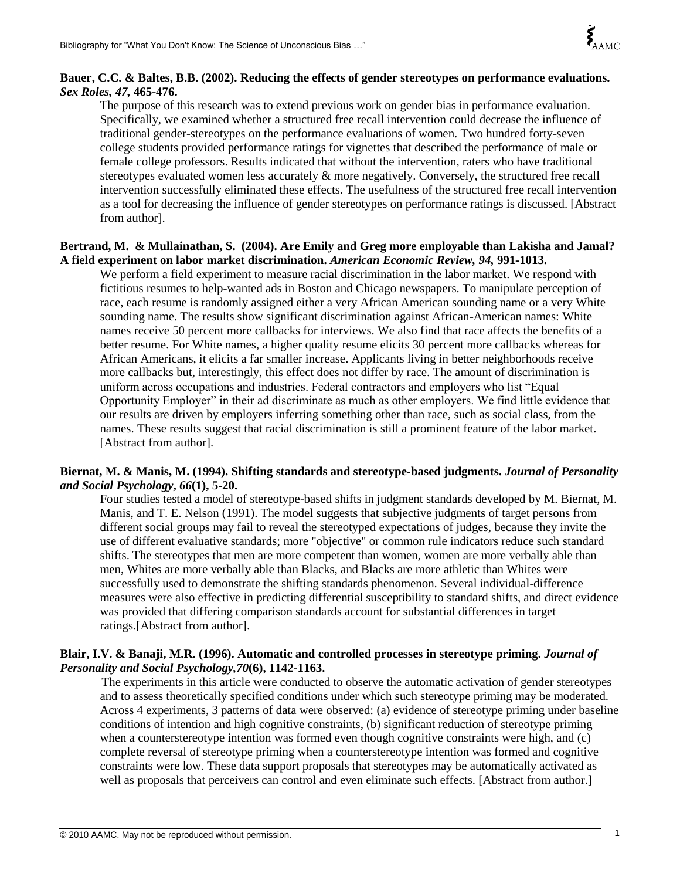**Bauer, C.C. & Baltes, B.B. (2002). Reducing the effects of gender stereotypes on performance evaluations. *Sex Roles, 47,* 465-476.**

The purpose of this research was to extend previous work on gender bias in performance evaluation. Specifically, we examined whether a structured free recall intervention could decrease the influence of traditional gender-stereotypes on the performance evaluations of women. Two hundred forty-seven college students provided performance ratings for vignettes that described the performance of male or female college professors. Results indicated that without the intervention, raters who have traditional stereotypes evaluated women less accurately & more negatively. Conversely, the structured free recall intervention successfully eliminated these effects. The usefulness of the structured free recall intervention as a tool for decreasing the influence of gender stereotypes on performance ratings is discussed. [Abstract from author].

**Bertrand, M. & Mullainathan, S. (2004). Are Emily and Greg more employable than Lakisha and Jamal? A field experiment on labor market discrimination. *American Economic Review, 94,* 991-1013.**

We perform a field experiment to measure racial discrimination in the labor market. We respond with fictitious resumes to help-wanted ads in Boston and Chicago newspapers. To manipulate perception of race, each resume is randomly assigned either a very African American sounding name or a very White sounding name. The results show significant discrimination against African-American names: White names receive 50 percent more callbacks for interviews. We also find that race affects the benefits of a better resume. For White names, a higher quality resume elicits 30 percent more callbacks whereas for African Americans, it elicits a far smaller increase. Applicants living in better neighborhoods receive more callbacks but, interestingly, this effect does not differ by race. The amount of discrimination is uniform across occupations and industries. Federal contractors and employers who list "Equal Opportunity Employer" in their ad discriminate as much as other employers. We find little evidence that our results are driven by employers inferring something other than race, such as social class, from the names. These results suggest that racial discrimination is still a prominent feature of the labor market. [Abstract from author].

**Biernat, M. & Manis, M. (1994). Shifting standards and stereotype-based judgments. *Journal of Personality and Social Psychology*, *66*(1), 5-20.**

Four studies tested a model of stereotype-based shifts in judgment standards developed by M. Biernat, M. Manis, and T. E. Nelson (1991). The model suggests that subjective judgments of target persons from different social groups may fail to reveal the stereotyped expectations of judges, because they invite the use of different evaluative standards; more "objective" or common rule indicators reduce such standard shifts. The stereotypes that men are more competent than women, women are more verbally able than men, Whites are more verbally able than Blacks, and Blacks are more athletic than Whites were successfully used to demonstrate the shifting standards phenomenon. Several individual-difference measures were also effective in predicting differential susceptibility to standard shifts, and direct evidence was provided that differing comparison standards account for substantial differences in target ratings.[Abstract from author].

**Blair, I.V. & Banaji, M.R. (1996). Automatic and controlled processes in stereotype priming. *Journal of Personality and Social Psychology,70*(6), 1142-1163.**

The experiments in this article were conducted to observe the automatic activation of gender stereotypes and to assess theoretically specified conditions under which such stereotype priming may be moderated. Across 4 experiments, 3 patterns of data were observed: (a) evidence of stereotype priming under baseline conditions of intention and high cognitive constraints, (b) significant reduction of stereotype priming when a counterstereotype intention was formed even though cognitive constraints were high, and (c) complete reversal of stereotype priming when a counterstereotype intention was formed and cognitive constraints were low. These data support proposals that stereotypes may be automatically activated as well as proposals that perceivers can control and even eliminate such effects. [Abstract from author.]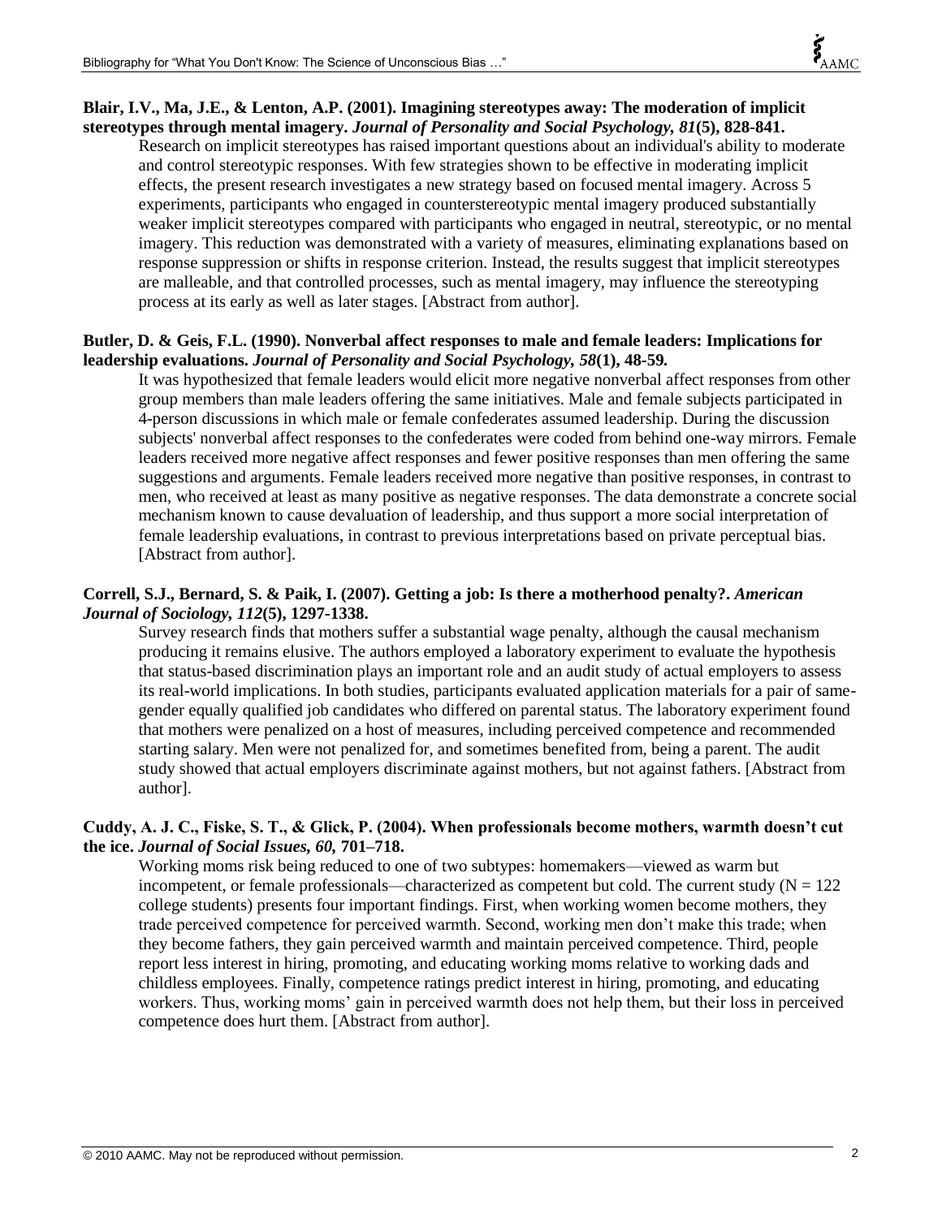**Blair, I.V., Ma, J.E., & Lenton, A.P. (2001). Imagining stereotypes away: The moderation of implicit stereotypes through mental imagery. *Journal of Personality and Social Psychology, 81*(5), 828-841.**

Research on implicit stereotypes has raised important questions about an individual's ability to moderate and control stereotypic responses. With few strategies shown to be effective in moderating implicit effects, the present research investigates a new strategy based on focused mental imagery. Across 5 experiments, participants who engaged in counterstereotypic mental imagery produced substantially weaker implicit stereotypes compared with participants who engaged in neutral, stereotypic, or no mental imagery. This reduction was demonstrated with a variety of measures, eliminating explanations based on response suppression or shifts in response criterion. Instead, the results suggest that implicit stereotypes are malleable, and that controlled processes, such as mental imagery, may influence the stereotyping process at its early as well as later stages. [Abstract from author].

**Butler, D. & Geis, F.L. (1990). Nonverbal affect responses to male and female leaders: Implications for leadership evaluations. *Journal of Personality and Social Psychology, 58*(1), 48-59.**

It was hypothesized that female leaders would elicit more negative nonverbal affect responses from other group members than male leaders offering the same initiatives. Male and female subjects participated in 4-person discussions in which male or female confederates assumed leadership. During the discussion subjects' nonverbal affect responses to the confederates were coded from behind one-way mirrors. Female leaders received more negative affect responses and fewer positive responses than men offering the same suggestions and arguments. Female leaders received more negative than positive responses, in contrast to men, who received at least as many positive as negative responses. The data demonstrate a concrete social mechanism known to cause devaluation of leadership, and thus support a more social interpretation of female leadership evaluations, in contrast to previous interpretations based on private perceptual bias. [Abstract from author].

**Correll, S.J., Bernard, S. & Paik, I. (2007). Getting a job: Is there a motherhood penalty?. *American Journal of Sociology, 112*(5), 1297-1338.**

Survey research finds that mothers suffer a substantial wage penalty, although the causal mechanism producing it remains elusive. The authors employed a laboratory experiment to evaluate the hypothesis that status-based discrimination plays an important role and an audit study of actual employers to assess its real-world implications. In both studies, participants evaluated application materials for a pair of same-gender equally qualified job candidates who differed on parental status. The laboratory experiment found that mothers were penalized on a host of measures, including perceived competence and recommended starting salary. Men were not penalized for, and sometimes benefited from, being a parent. The audit study showed that actual employers discriminate against mothers, but not against fathers. [Abstract from author].

**Cuddy, A. J. C., Fiske, S. T., & Glick, P. (2004). When professionals become mothers, warmth doesn't cut the ice. *Journal of Social Issues, 60,* 701–718.**

Working moms risk being reduced to one of two subtypes: homemakers—viewed as warm but incompetent, or female professionals—characterized as competent but cold. The current study (N = 122 college students) presents four important findings. First, when working women become mothers, they trade perceived competence for perceived warmth. Second, working men don't make this trade; when they become fathers, they gain perceived warmth and maintain perceived competence. Third, people report less interest in hiring, promoting, and educating working moms relative to working dads and childless employees. Finally, competence ratings predict interest in hiring, promoting, and educating workers. Thus, working moms' gain in perceived warmth does not help them, but their loss in perceived competence does hurt them. [Abstract from author].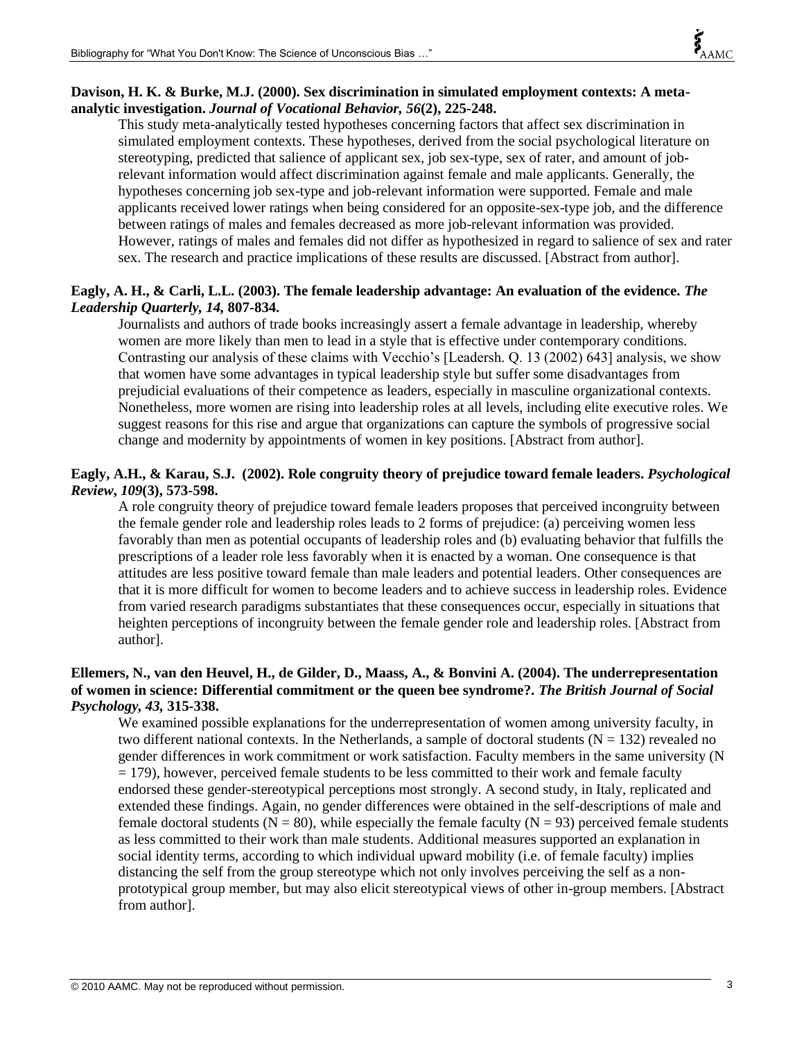**Davison, H. K. & Burke, M.J. (2000). Sex discrimination in simulated employment contexts: A meta-analytic investigation. *Journal of Vocational Behavior, 56*(2), 225-248.**

This study meta-analytically tested hypotheses concerning factors that affect sex discrimination in simulated employment contexts. These hypotheses, derived from the social psychological literature on stereotyping, predicted that salience of applicant sex, job sex-type, sex of rater, and amount of job-relevant information would affect discrimination against female and male applicants. Generally, the hypotheses concerning job sex-type and job-relevant information were supported. Female and male applicants received lower ratings when being considered for an opposite-sex-type job, and the difference between ratings of males and females decreased as more job-relevant information was provided. However, ratings of males and females did not differ as hypothesized in regard to salience of sex and rater sex. The research and practice implications of these results are discussed. [Abstract from author].

**Eagly, A. H., & Carli, L.L. (2003). The female leadership advantage: An evaluation of the evidence. *The Leadership Quarterly, 14,* 807-834.**

Journalists and authors of trade books increasingly assert a female advantage in leadership, whereby women are more likely than men to lead in a style that is effective under contemporary conditions. Contrasting our analysis of these claims with Vecchio's [Leadersh. Q. 13 (2002) 643] analysis, we show that women have some advantages in typical leadership style but suffer some disadvantages from prejudicial evaluations of their competence as leaders, especially in masculine organizational contexts. Nonetheless, more women are rising into leadership roles at all levels, including elite executive roles. We suggest reasons for this rise and argue that organizations can capture the symbols of progressive social change and modernity by appointments of women in key positions. [Abstract from author].

**Eagly, A.H., & Karau, S.J. (2002). Role congruity theory of prejudice toward female leaders. *Psychological Review*, *109*(3), 573-598.**

A role congruity theory of prejudice toward female leaders proposes that perceived incongruity between the female gender role and leadership roles leads to 2 forms of prejudice: (a) perceiving women less favorably than men as potential occupants of leadership roles and (b) evaluating behavior that fulfills the prescriptions of a leader role less favorably when it is enacted by a woman. One consequence is that attitudes are less positive toward female than male leaders and potential leaders. Other consequences are that it is more difficult for women to become leaders and to achieve success in leadership roles. Evidence from varied research paradigms substantiates that these consequences occur, especially in situations that heighten perceptions of incongruity between the female gender role and leadership roles. [Abstract from author].

**Ellemers, N., van den Heuvel, H., de Gilder, D., Maass, A., & Bonvini A. (2004). The underrepresentation of women in science: Differential commitment or the queen bee syndrome?. *The British Journal of Social Psychology, 43,* 315-338.**

We examined possible explanations for the underrepresentation of women among university faculty, in two different national contexts. In the Netherlands, a sample of doctoral students ($N = 132$) revealed no gender differences in work commitment or work satisfaction. Faculty members in the same university ($N = 179$), however, perceived female students to be less committed to their work and female faculty endorsed these gender-stereotypical perceptions most strongly. A second study, in Italy, replicated and extended these findings. Again, no gender differences were obtained in the self-descriptions of male and female doctoral students ($N = 80$), while especially the female faculty ($N = 93$) perceived female students as less committed to their work than male students. Additional measures supported an explanation in social identity terms, according to which individual upward mobility (i.e. of female faculty) implies distancing the self from the group stereotype which not only involves perceiving the self as a non-prototypical group member, but may also elicit stereotypical views of other in-group members. [Abstract from author].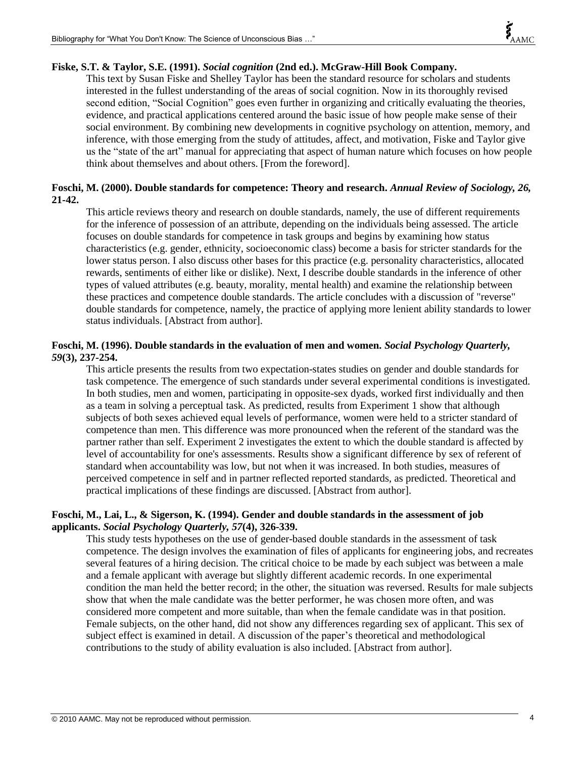**Fiske, S.T. & Taylor, S.E. (1991). *Social cognition* (2nd ed.). McGraw-Hill Book Company.**

This text by Susan Fiske and Shelley Taylor has been the standard resource for scholars and students interested in the fullest understanding of the areas of social cognition. Now in its thoroughly revised second edition, "Social Cognition" goes even further in organizing and critically evaluating the theories, evidence, and practical applications centered around the basic issue of how people make sense of their social environment. By combining new developments in cognitive psychology on attention, memory, and inference, with those emerging from the study of attitudes, affect, and motivation, Fiske and Taylor give us the "state of the art" manual for appreciating that aspect of human nature which focuses on how people think about themselves and about others. [From the foreword].

**Foschi, M. (2000). Double standards for competence: Theory and research. *Annual Review of Sociology, 26,* 21-42.**

This article reviews theory and research on double standards, namely, the use of different requirements for the inference of possession of an attribute, depending on the individuals being assessed. The article focuses on double standards for competence in task groups and begins by examining how status characteristics (e.g. gender, ethnicity, socioeconomic class) become a basis for stricter standards for the lower status person. I also discuss other bases for this practice (e.g. personality characteristics, allocated rewards, sentiments of either like or dislike). Next, I describe double standards in the inference of other types of valued attributes (e.g. beauty, morality, mental health) and examine the relationship between these practices and competence double standards. The article concludes with a discussion of "reverse" double standards for competence, namely, the practice of applying more lenient ability standards to lower status individuals. [Abstract from author].

**Foschi, M. (1996). Double standards in the evaluation of men and women. *Social Psychology Quarterly, 59*(3), 237-254.**

This article presents the results from two expectation-states studies on gender and double standards for task competence. The emergence of such standards under several experimental conditions is investigated. In both studies, men and women, participating in opposite-sex dyads, worked first individually and then as a team in solving a perceptual task. As predicted, results from Experiment 1 show that although subjects of both sexes achieved equal levels of performance, women were held to a stricter standard of competence than men. This difference was more pronounced when the referent of the standard was the partner rather than self. Experiment 2 investigates the extent to which the double standard is affected by level of accountability for one's assessments. Results show a significant difference by sex of referent of standard when accountability was low, but not when it was increased. In both studies, measures of perceived competence in self and in partner reflected reported standards, as predicted. Theoretical and practical implications of these findings are discussed. [Abstract from author].

**Foschi, M., Lai, L., & Sigerson, K. (1994). Gender and double standards in the assessment of job applicants. *Social Psychology Quarterly, 57*(4), 326-339.**

This study tests hypotheses on the use of gender-based double standards in the assessment of task competence. The design involves the examination of files of applicants for engineering jobs, and recreates several features of a hiring decision. The critical choice to be made by each subject was between a male and a female applicant with average but slightly different academic records. In one experimental condition the man held the better record; in the other, the situation was reversed. Results for male subjects show that when the male candidate was the better performer, he was chosen more often, and was considered more competent and more suitable, than when the female candidate was in that position. Female subjects, on the other hand, did not show any differences regarding sex of applicant. This sex of subject effect is examined in detail. A discussion of the paper's theoretical and methodological contributions to the study of ability evaluation is also included. [Abstract from author].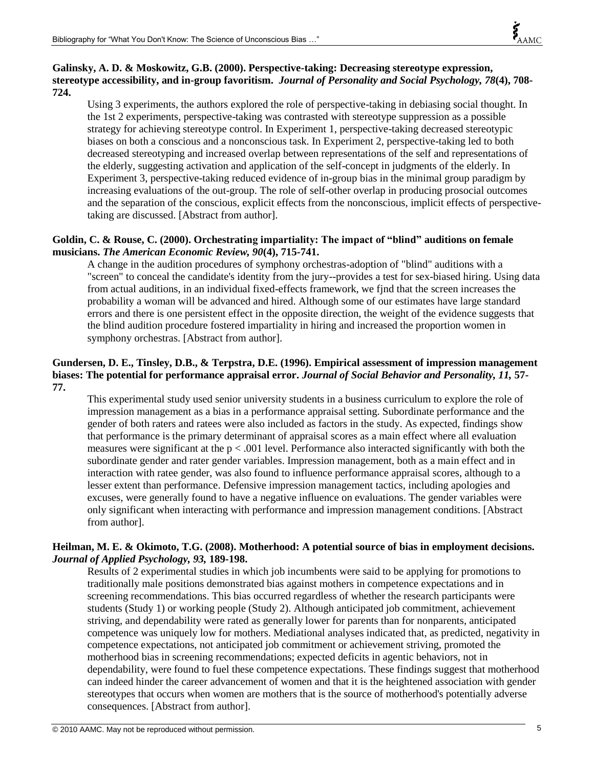**Galinsky, A. D. & Moskowitz, G.B. (2000). Perspective-taking: Decreasing stereotype expression, stereotype accessibility, and in-group favoritism.** ***Journal of Personality and Social Psychology, 78*****(4), 708-724.**

Using 3 experiments, the authors explored the role of perspective-taking in debiasing social thought. In the 1st 2 experiments, perspective-taking was contrasted with stereotype suppression as a possible strategy for achieving stereotype control. In Experiment 1, perspective-taking decreased stereotypic biases on both a conscious and a nonconscious task. In Experiment 2, perspective-taking led to both decreased stereotyping and increased overlap between representations of the self and representations of the elderly, suggesting activation and application of the self-concept in judgments of the elderly. In Experiment 3, perspective-taking reduced evidence of in-group bias in the minimal group paradigm by increasing evaluations of the out-group. The role of self-other overlap in producing prosocial outcomes and the separation of the conscious, explicit effects from the nonconscious, implicit effects of perspective-taking are discussed. [Abstract from author].

**Goldin, C. & Rouse, C. (2000). Orchestrating impartiality: The impact of "blind" auditions on female musicians.** ***The American Economic Review, 90*****(4), 715-741.**

A change in the audition procedures of symphony orchestras-adoption of "blind" auditions with a "screen" to conceal the candidate's identity from the jury--provides a test for sex-biased hiring. Using data from actual auditions, in an individual fixed-effects framework, we fjnd that the screen increases the probability a woman will be advanced and hired. Although some of our estimates have large standard errors and there is one persistent effect in the opposite direction, the weight of the evidence suggests that the blind audition procedure fostered impartiality in hiring and increased the proportion women in symphony orchestras. [Abstract from author].

**Gundersen, D. E., Tinsley, D.B., & Terpstra, D.E. (1996). Empirical assessment of impression management biases: The potential for performance appraisal error.** ***Journal of Social Behavior and Personality, 11*****, 57-77.**

This experimental study used senior university students in a business curriculum to explore the role of impression management as a bias in a performance appraisal setting. Subordinate performance and the gender of both raters and ratees were also included as factors in the study. As expected, findings show that performance is the primary determinant of appraisal scores as a main effect where all evaluation measures were significant at the $p < .001$ level. Performance also interacted significantly with both the subordinate gender and rater gender variables. Impression management, both as a main effect and in interaction with ratee gender, was also found to influence performance appraisal scores, although to a lesser extent than performance. Defensive impression management tactics, including apologies and excuses, were generally found to have a negative influence on evaluations. The gender variables were only significant when interacting with performance and impression management conditions. [Abstract from author].

**Heilman, M. E. & Okimoto, T.G. (2008). Motherhood: A potential source of bias in employment decisions.** ***Journal of Applied Psychology, 93*****, 189-198.**

Results of 2 experimental studies in which job incumbents were said to be applying for promotions to traditionally male positions demonstrated bias against mothers in competence expectations and in screening recommendations. This bias occurred regardless of whether the research participants were students (Study 1) or working people (Study 2). Although anticipated job commitment, achievement striving, and dependability were rated as generally lower for parents than for nonparents, anticipated competence was uniquely low for mothers. Mediational analyses indicated that, as predicted, negativity in competence expectations, not anticipated job commitment or achievement striving, promoted the motherhood bias in screening recommendations; expected deficits in agentic behaviors, not in dependability, were found to fuel these competence expectations. These findings suggest that motherhood can indeed hinder the career advancement of women and that it is the heightened association with gender stereotypes that occurs when women are mothers that is the source of motherhood's potentially adverse consequences. [Abstract from author].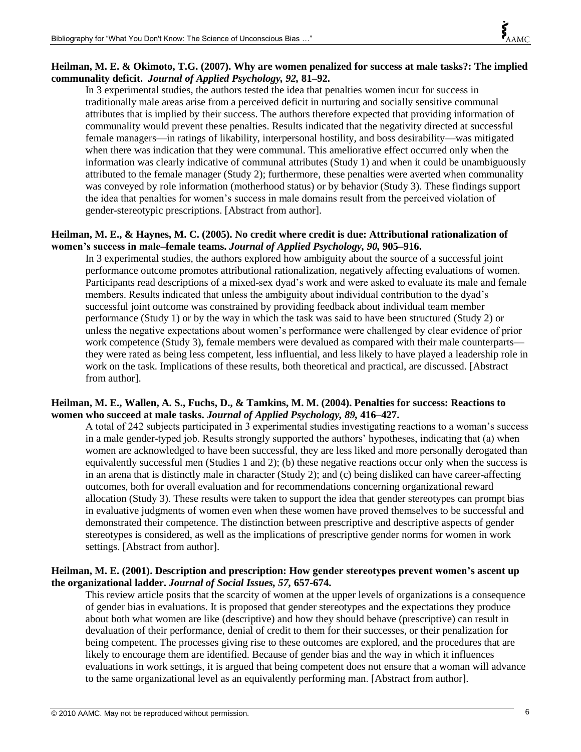**Heilman, M. E. & Okimoto, T.G. (2007). Why are women penalized for success at male tasks?: The implied communality deficit.** ***Journal of Applied Psychology, 92,*** **81–92.**

In 3 experimental studies, the authors tested the idea that penalties women incur for success in traditionally male areas arise from a perceived deficit in nurturing and socially sensitive communal attributes that is implied by their success. The authors therefore expected that providing information of communality would prevent these penalties. Results indicated that the negativity directed at successful female managers—in ratings of likability, interpersonal hostility, and boss desirability—was mitigated when there was indication that they were communal. This ameliorative effect occurred only when the information was clearly indicative of communal attributes (Study 1) and when it could be unambiguously attributed to the female manager (Study 2); furthermore, these penalties were averted when communality was conveyed by role information (motherhood status) or by behavior (Study 3). These findings support the idea that penalties for women's success in male domains result from the perceived violation of gender-stereotypic prescriptions. [Abstract from author].

**Heilman, M. E., & Haynes, M. C. (2005). No credit where credit is due: Attributional rationalization of women's success in male–female teams.** ***Journal of Applied Psychology, 90,*** **905–916.**

In 3 experimental studies, the authors explored how ambiguity about the source of a successful joint performance outcome promotes attributional rationalization, negatively affecting evaluations of women. Participants read descriptions of a mixed-sex dyad's work and were asked to evaluate its male and female members. Results indicated that unless the ambiguity about individual contribution to the dyad's successful joint outcome was constrained by providing feedback about individual team member performance (Study 1) or by the way in which the task was said to have been structured (Study 2) or unless the negative expectations about women's performance were challenged by clear evidence of prior work competence (Study 3), female members were devalued as compared with their male counterparts—they were rated as being less competent, less influential, and less likely to have played a leadership role in work on the task. Implications of these results, both theoretical and practical, are discussed. [Abstract from author].

**Heilman, M. E., Wallen, A. S., Fuchs, D., & Tamkins, M. M. (2004). Penalties for success: Reactions to women who succeed at male tasks.** ***Journal of Applied Psychology, 89,*** **416–427.**

A total of 242 subjects participated in 3 experimental studies investigating reactions to a woman's success in a male gender-typed job. Results strongly supported the authors' hypotheses, indicating that (a) when women are acknowledged to have been successful, they are less liked and more personally derogated than equivalently successful men (Studies 1 and 2); (b) these negative reactions occur only when the success is in an arena that is distinctly male in character (Study 2); and (c) being disliked can have career-affecting outcomes, both for overall evaluation and for recommendations concerning organizational reward allocation (Study 3). These results were taken to support the idea that gender stereotypes can prompt bias in evaluative judgments of women even when these women have proved themselves to be successful and demonstrated their competence. The distinction between prescriptive and descriptive aspects of gender stereotypes is considered, as well as the implications of prescriptive gender norms for women in work settings. [Abstract from author].

**Heilman, M. E. (2001). Description and prescription: How gender stereotypes prevent women's ascent up the organizational ladder.** ***Journal of Social Issues, 57,*** **657-674.**

This review article posits that the scarcity of women at the upper levels of organizations is a consequence of gender bias in evaluations. It is proposed that gender stereotypes and the expectations they produce about both what women are like (descriptive) and how they should behave (prescriptive) can result in devaluation of their performance, denial of credit to them for their successes, or their penalization for being competent. The processes giving rise to these outcomes are explored, and the procedures that are likely to encourage them are identified. Because of gender bias and the way in which it influences evaluations in work settings, it is argued that being competent does not ensure that a woman will advance to the same organizational level as an equivalently performing man. [Abstract from author].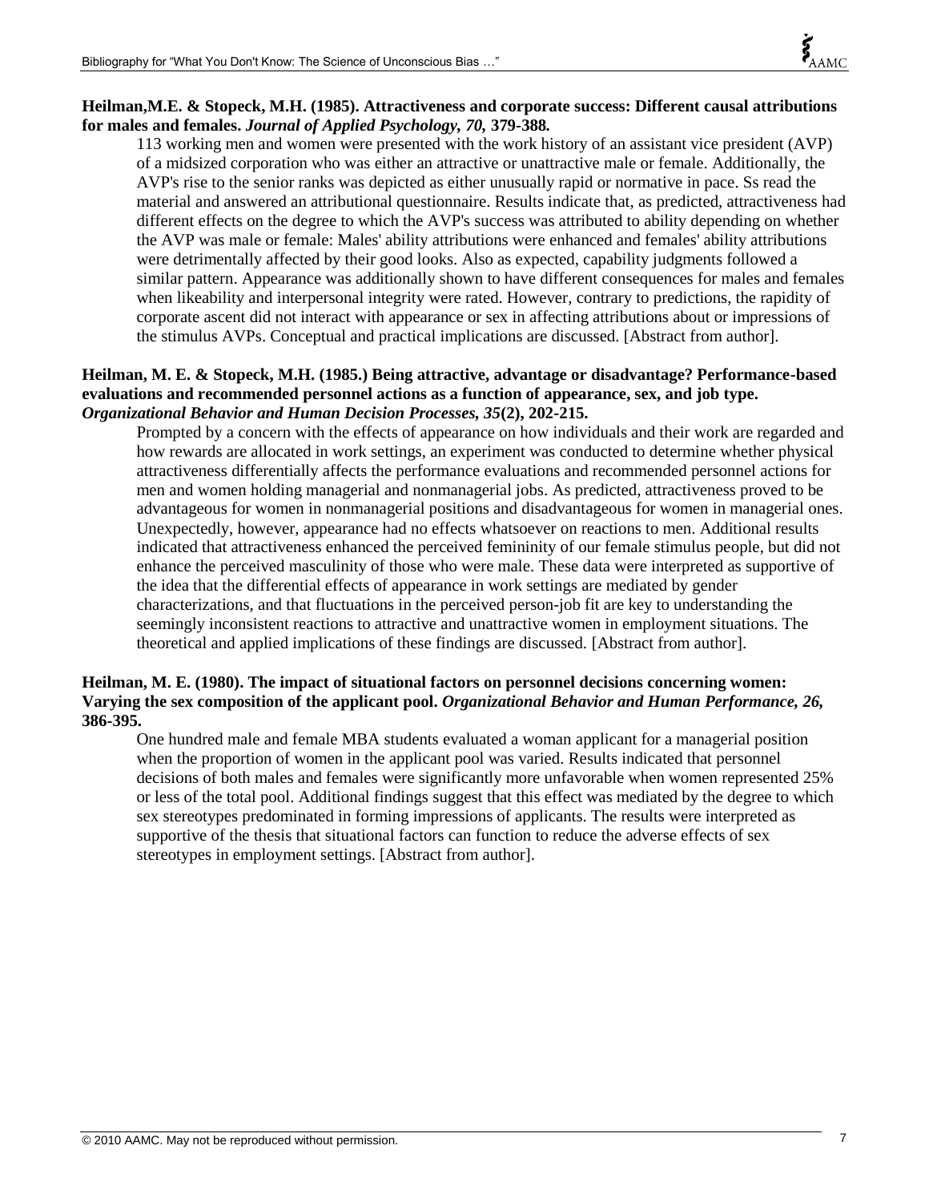**Heilman,M.E. & Stopeck, M.H. (1985). Attractiveness and corporate success: Different causal attributions for males and females. *Journal of Applied Psychology, 70,* 379-388.**

113 working men and women were presented with the work history of an assistant vice president (AVP) of a midsized corporation who was either an attractive or unattractive male or female. Additionally, the AVP's rise to the senior ranks was depicted as either unusually rapid or normative in pace. Ss read the material and answered an attributional questionnaire. Results indicate that, as predicted, attractiveness had different effects on the degree to which the AVP's success was attributed to ability depending on whether the AVP was male or female: Males' ability attributions were enhanced and females' ability attributions were detrimentally affected by their good looks. Also as expected, capability judgments followed a similar pattern. Appearance was additionally shown to have different consequences for males and females when likeability and interpersonal integrity were rated. However, contrary to predictions, the rapidity of corporate ascent did not interact with appearance or sex in affecting attributions about or impressions of the stimulus AVPs. Conceptual and practical implications are discussed. [Abstract from author].

**Heilman, M. E. & Stopeck, M.H. (1985.) Being attractive, advantage or disadvantage? Performance-based evaluations and recommended personnel actions as a function of appearance, sex, and job type. *Organizational Behavior and Human Decision Processes, 35*(2), 202-215.**

Prompted by a concern with the effects of appearance on how individuals and their work are regarded and how rewards are allocated in work settings, an experiment was conducted to determine whether physical attractiveness differentially affects the performance evaluations and recommended personnel actions for men and women holding managerial and nonmanagerial jobs. As predicted, attractiveness proved to be advantageous for women in nonmanagerial positions and disadvantageous for women in managerial ones. Unexpectedly, however, appearance had no effects whatsoever on reactions to men. Additional results indicated that attractiveness enhanced the perceived femininity of our female stimulus people, but did not enhance the perceived masculinity of those who were male. These data were interpreted as supportive of the idea that the differential effects of appearance in work settings are mediated by gender characterizations, and that fluctuations in the perceived person-job fit are key to understanding the seemingly inconsistent reactions to attractive and unattractive women in employment situations. The theoretical and applied implications of these findings are discussed. [Abstract from author].

**Heilman, M. E. (1980). The impact of situational factors on personnel decisions concerning women: Varying the sex composition of the applicant pool. *Organizational Behavior and Human Performance, 26,* 386-395.**

One hundred male and female MBA students evaluated a woman applicant for a managerial position when the proportion of women in the applicant pool was varied. Results indicated that personnel decisions of both males and females were significantly more unfavorable when women represented 25% or less of the total pool. Additional findings suggest that this effect was mediated by the degree to which sex stereotypes predominated in forming impressions of applicants. The results were interpreted as supportive of the thesis that situational factors can function to reduce the adverse effects of sex stereotypes in employment settings. [Abstract from author].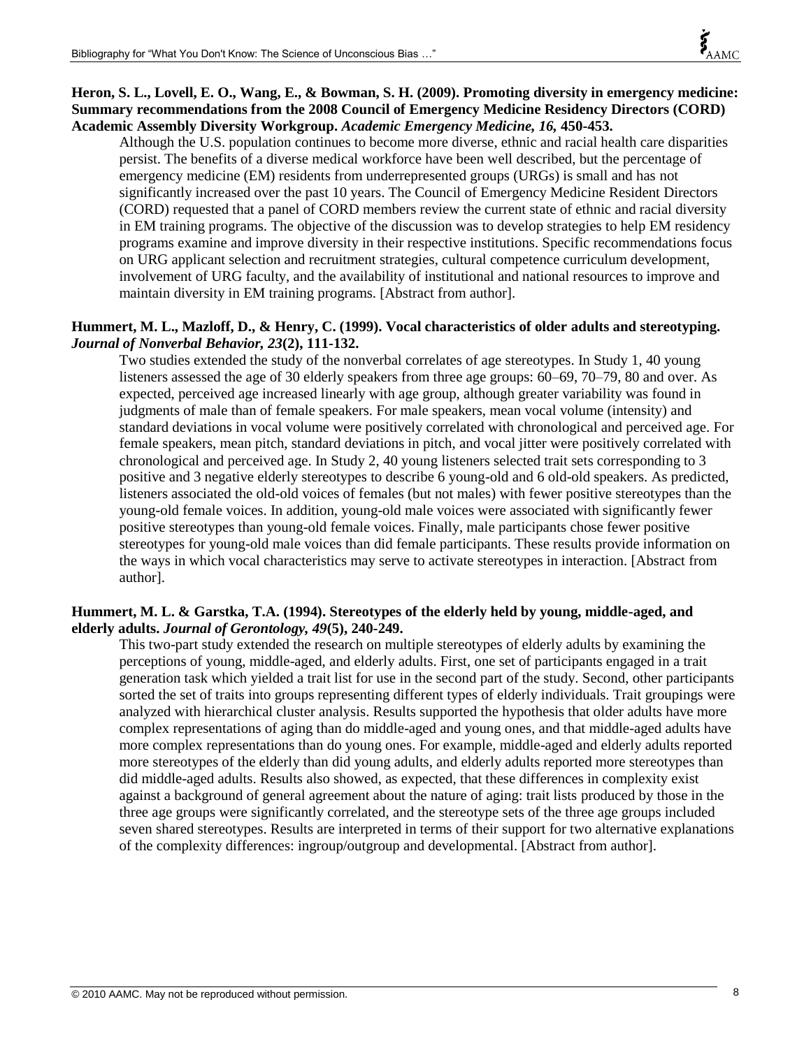**Heron, S. L., Lovell, E. O., Wang, E., & Bowman, S. H. (2009). Promoting diversity in emergency medicine: Summary recommendations from the 2008 Council of Emergency Medicine Residency Directors (CORD) Academic Assembly Diversity Workgroup. *Academic Emergency Medicine, 16*, 450-453.**

Although the U.S. population continues to become more diverse, ethnic and racial health care disparities persist. The benefits of a diverse medical workforce have been well described, but the percentage of emergency medicine (EM) residents from underrepresented groups (URGs) is small and has not significantly increased over the past 10 years. The Council of Emergency Medicine Resident Directors (CORD) requested that a panel of CORD members review the current state of ethnic and racial diversity in EM training programs. The objective of the discussion was to develop strategies to help EM residency programs examine and improve diversity in their respective institutions. Specific recommendations focus on URG applicant selection and recruitment strategies, cultural competence curriculum development, involvement of URG faculty, and the availability of institutional and national resources to improve and maintain diversity in EM training programs. [Abstract from author].

**Hummert, M. L., Mazloff, D., & Henry, C. (1999). Vocal characteristics of older adults and stereotyping. *Journal of Nonverbal Behavior, 23*(2), 111-132.**

Two studies extended the study of the nonverbal correlates of age stereotypes. In Study 1, 40 young listeners assessed the age of 30 elderly speakers from three age groups: 60–69, 70–79, 80 and over. As expected, perceived age increased linearly with age group, although greater variability was found in judgments of male than of female speakers. For male speakers, mean vocal volume (intensity) and standard deviations in vocal volume were positively correlated with chronological and perceived age. For female speakers, mean pitch, standard deviations in pitch, and vocal jitter were positively correlated with chronological and perceived age. In Study 2, 40 young listeners selected trait sets corresponding to 3 positive and 3 negative elderly stereotypes to describe 6 young-old and 6 old-old speakers. As predicted, listeners associated the old-old voices of females (but not males) with fewer positive stereotypes than the young-old female voices. In addition, young-old male voices were associated with significantly fewer positive stereotypes than young-old female voices. Finally, male participants chose fewer positive stereotypes for young-old male voices than did female participants. These results provide information on the ways in which vocal characteristics may serve to activate stereotypes in interaction. [Abstract from author].

**Hummert, M. L. & Garstka, T.A. (1994). Stereotypes of the elderly held by young, middle-aged, and elderly adults. *Journal of Gerontology, 49*(5), 240-249.**

This two-part study extended the research on multiple stereotypes of elderly adults by examining the perceptions of young, middle-aged, and elderly adults. First, one set of participants engaged in a trait generation task which yielded a trait list for use in the second part of the study. Second, other participants sorted the set of traits into groups representing different types of elderly individuals. Trait groupings were analyzed with hierarchical cluster analysis. Results supported the hypothesis that older adults have more complex representations of aging than do middle-aged and young ones, and that middle-aged adults have more complex representations than do young ones. For example, middle-aged and elderly adults reported more stereotypes of the elderly than did young adults, and elderly adults reported more stereotypes than did middle-aged adults. Results also showed, as expected, that these differences in complexity exist against a background of general agreement about the nature of aging: trait lists produced by those in the three age groups were significantly correlated, and the stereotype sets of the three age groups included seven shared stereotypes. Results are interpreted in terms of their support for two alternative explanations of the complexity differences: ingroup/outgroup and developmental. [Abstract from author].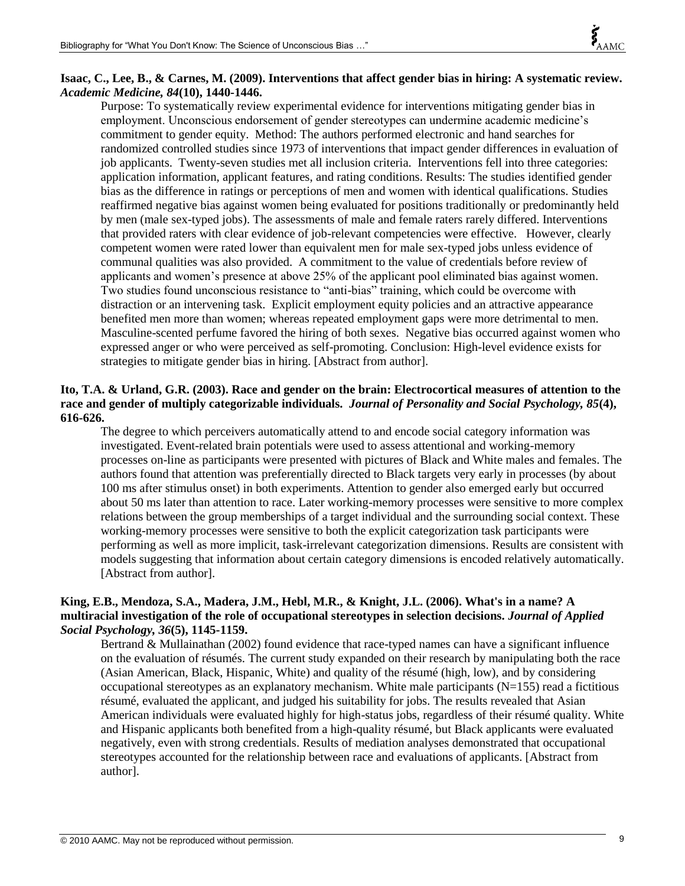**Isaac, C., Lee, B., & Carnes, M. (2009). Interventions that affect gender bias in hiring: A systematic review. *Academic Medicine, 84*(10), 1440-1446.**

Purpose: To systematically review experimental evidence for interventions mitigating gender bias in employment. Unconscious endorsement of gender stereotypes can undermine academic medicine's commitment to gender equity. Method: The authors performed electronic and hand searches for randomized controlled studies since 1973 of interventions that impact gender differences in evaluation of job applicants. Twenty-seven studies met all inclusion criteria. Interventions fell into three categories: application information, applicant features, and rating conditions. Results: The studies identified gender bias as the difference in ratings or perceptions of men and women with identical qualifications. Studies reaffirmed negative bias against women being evaluated for positions traditionally or predominantly held by men (male sex-typed jobs). The assessments of male and female raters rarely differed. Interventions that provided raters with clear evidence of job-relevant competencies were effective. However, clearly competent women were rated lower than equivalent men for male sex-typed jobs unless evidence of communal qualities was also provided. A commitment to the value of credentials before review of applicants and women's presence at above 25% of the applicant pool eliminated bias against women. Two studies found unconscious resistance to "anti-bias" training, which could be overcome with distraction or an intervening task. Explicit employment equity policies and an attractive appearance benefited men more than women; whereas repeated employment gaps were more detrimental to men. Masculine-scented perfume favored the hiring of both sexes. Negative bias occurred against women who expressed anger or who were perceived as self-promoting. Conclusion: High-level evidence exists for strategies to mitigate gender bias in hiring. [Abstract from author].

**Ito, T.A. & Urland, G.R. (2003). Race and gender on the brain: Electrocortical measures of attention to the race and gender of multiply categorizable individuals. *Journal of Personality and Social Psychology, 85*(4), 616-626.**

The degree to which perceivers automatically attend to and encode social category information was investigated. Event-related brain potentials were used to assess attentional and working-memory processes on-line as participants were presented with pictures of Black and White males and females. The authors found that attention was preferentially directed to Black targets very early in processes (by about 100 ms after stimulus onset) in both experiments. Attention to gender also emerged early but occurred about 50 ms later than attention to race. Later working-memory processes were sensitive to more complex relations between the group memberships of a target individual and the surrounding social context. These working-memory processes were sensitive to both the explicit categorization task participants were performing as well as more implicit, task-irrelevant categorization dimensions. Results are consistent with models suggesting that information about certain category dimensions is encoded relatively automatically. [Abstract from author].

**King, E.B., Mendoza, S.A., Madera, J.M., Hebl, M.R., & Knight, J.L. (2006). What's in a name? A multiracial investigation of the role of occupational stereotypes in selection decisions. *Journal of Applied Social Psychology, 36*(5), 1145-1159.**

Bertrand & Mullainathan (2002) found evidence that race-typed names can have a significant influence on the evaluation of résumés. The current study expanded on their research by manipulating both the race (Asian American, Black, Hispanic, White) and quality of the résumé (high, low), and by considering occupational stereotypes as an explanatory mechanism. White male participants (N=155) read a fictitious résumé, evaluated the applicant, and judged his suitability for jobs. The results revealed that Asian American individuals were evaluated highly for high-status jobs, regardless of their résumé quality. White and Hispanic applicants both benefited from a high-quality résumé, but Black applicants were evaluated negatively, even with strong credentials. Results of mediation analyses demonstrated that occupational stereotypes accounted for the relationship between race and evaluations of applicants. [Abstract from author].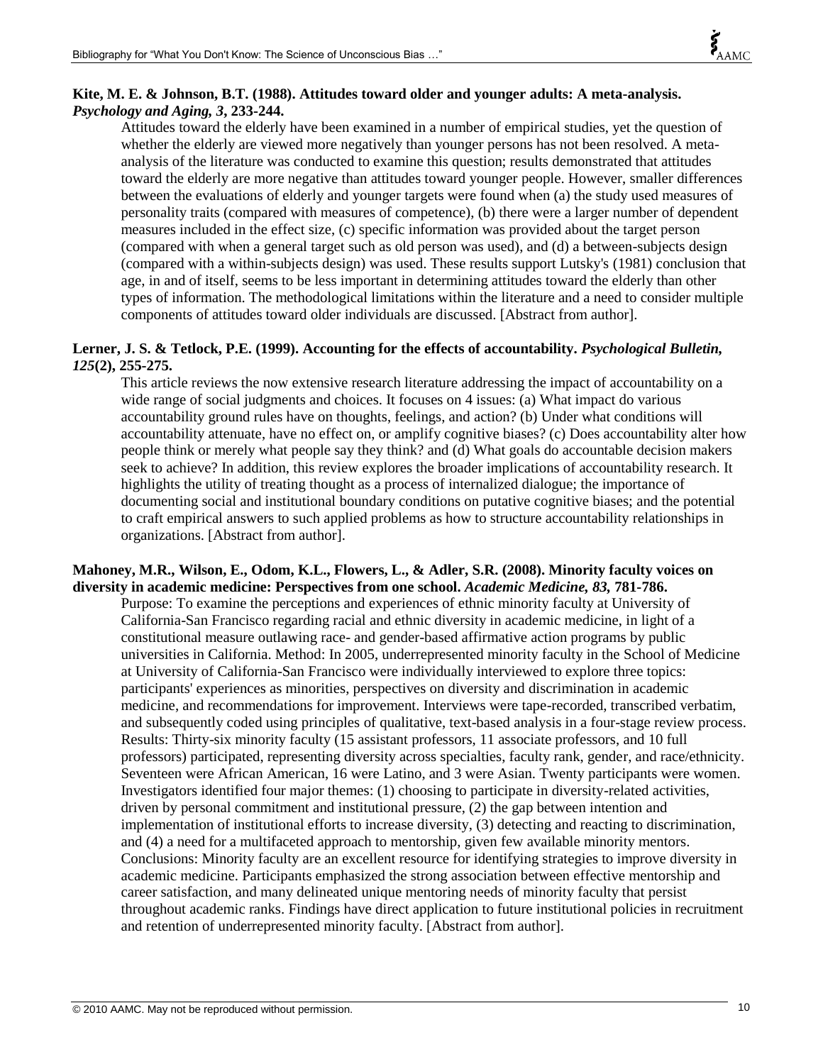**Kite, M. E. & Johnson, B.T. (1988). Attitudes toward older and younger adults: A meta-analysis. *Psychology and Aging, 3*, 233-244.**

Attitudes toward the elderly have been examined in a number of empirical studies, yet the question of whether the elderly are viewed more negatively than younger persons has not been resolved. A meta-analysis of the literature was conducted to examine this question; results demonstrated that attitudes toward the elderly are more negative than attitudes toward younger people. However, smaller differences between the evaluations of elderly and younger targets were found when (a) the study used measures of personality traits (compared with measures of competence), (b) there were a larger number of dependent measures included in the effect size, (c) specific information was provided about the target person (compared with when a general target such as old person was used), and (d) a between-subjects design (compared with a within-subjects design) was used. These results support Lutsky's (1981) conclusion that age, in and of itself, seems to be less important in determining attitudes toward the elderly than other types of information. The methodological limitations within the literature and a need to consider multiple components of attitudes toward older individuals are discussed. [Abstract from author].

**Lerner, J. S. & Tetlock, P.E. (1999). Accounting for the effects of accountability. *Psychological Bulletin, 125*(2), 255-275.**

This article reviews the now extensive research literature addressing the impact of accountability on a wide range of social judgments and choices. It focuses on 4 issues: (a) What impact do various accountability ground rules have on thoughts, feelings, and action? (b) Under what conditions will accountability attenuate, have no effect on, or amplify cognitive biases? (c) Does accountability alter how people think or merely what people say they think? and (d) What goals do accountable decision makers seek to achieve? In addition, this review explores the broader implications of accountability research. It highlights the utility of treating thought as a process of internalized dialogue; the importance of documenting social and institutional boundary conditions on putative cognitive biases; and the potential to craft empirical answers to such applied problems as how to structure accountability relationships in organizations. [Abstract from author].

**Mahoney, M.R., Wilson, E., Odom, K.L., Flowers, L., & Adler, S.R. (2008). Minority faculty voices on diversity in academic medicine: Perspectives from one school. *Academic Medicine, 83,* 781-786.**

Purpose: To examine the perceptions and experiences of ethnic minority faculty at University of California-San Francisco regarding racial and ethnic diversity in academic medicine, in light of a constitutional measure outlawing race- and gender-based affirmative action programs by public universities in California. Method: In 2005, underrepresented minority faculty in the School of Medicine at University of California-San Francisco were individually interviewed to explore three topics: participants' experiences as minorities, perspectives on diversity and discrimination in academic medicine, and recommendations for improvement. Interviews were tape-recorded, transcribed verbatim, and subsequently coded using principles of qualitative, text-based analysis in a four-stage review process. Results: Thirty-six minority faculty (15 assistant professors, 11 associate professors, and 10 full professors) participated, representing diversity across specialties, faculty rank, gender, and race/ethnicity. Seventeen were African American, 16 were Latino, and 3 were Asian. Twenty participants were women. Investigators identified four major themes: (1) choosing to participate in diversity-related activities, driven by personal commitment and institutional pressure, (2) the gap between intention and implementation of institutional efforts to increase diversity, (3) detecting and reacting to discrimination, and (4) a need for a multifaceted approach to mentorship, given few available minority mentors. Conclusions: Minority faculty are an excellent resource for identifying strategies to improve diversity in academic medicine. Participants emphasized the strong association between effective mentorship and career satisfaction, and many delineated unique mentoring needs of minority faculty that persist throughout academic ranks. Findings have direct application to future institutional policies in recruitment and retention of underrepresented minority faculty. [Abstract from author].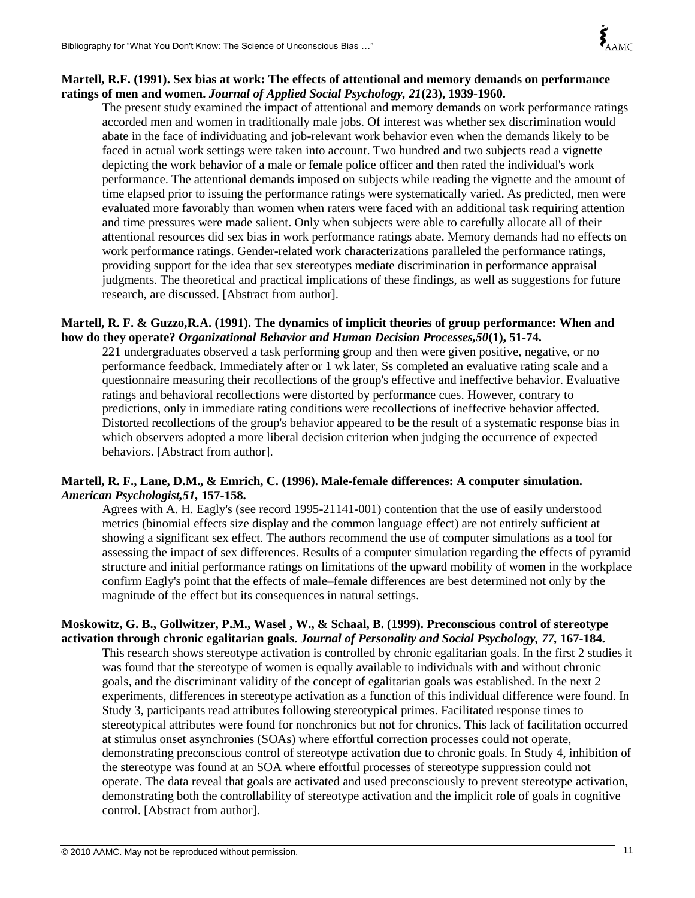**Martell, R.F. (1991). Sex bias at work: The effects of attentional and memory demands on performance ratings of men and women. *Journal of Applied Social Psychology, 21*(23), 1939-1960.**

The present study examined the impact of attentional and memory demands on work performance ratings accorded men and women in traditionally male jobs. Of interest was whether sex discrimination would abate in the face of individuating and job-relevant work behavior even when the demands likely to be faced in actual work settings were taken into account. Two hundred and two subjects read a vignette depicting the work behavior of a male or female police officer and then rated the individual's work performance. The attentional demands imposed on subjects while reading the vignette and the amount of time elapsed prior to issuing the performance ratings were systematically varied. As predicted, men were evaluated more favorably than women when raters were faced with an additional task requiring attention and time pressures were made salient. Only when subjects were able to carefully allocate all of their attentional resources did sex bias in work performance ratings abate. Memory demands had no effects on work performance ratings. Gender-related work characterizations paralleled the performance ratings, providing support for the idea that sex stereotypes mediate discrimination in performance appraisal judgments. The theoretical and practical implications of these findings, as well as suggestions for future research, are discussed. [Abstract from author].

**Martell, R. F. & Guzzo,R.A. (1991). The dynamics of implicit theories of group performance: When and how do they operate? *Organizational Behavior and Human Decision Processes,50*(1), 51-74.**

221 undergraduates observed a task performing group and then were given positive, negative, or no performance feedback. Immediately after or 1 wk later, Ss completed an evaluative rating scale and a questionnaire measuring their recollections of the group's effective and ineffective behavior. Evaluative ratings and behavioral recollections were distorted by performance cues. However, contrary to predictions, only in immediate rating conditions were recollections of ineffective behavior affected. Distorted recollections of the group's behavior appeared to be the result of a systematic response bias in which observers adopted a more liberal decision criterion when judging the occurrence of expected behaviors. [Abstract from author].

**Martell, R. F., Lane, D.M., & Emrich, C. (1996). Male-female differences: A computer simulation. *American Psychologist,51,* 157-158.**

Agrees with A. H. Eagly's (see record 1995-21141-001) contention that the use of easily understood metrics (binomial effects size display and the common language effect) are not entirely sufficient at showing a significant sex effect. The authors recommend the use of computer simulations as a tool for assessing the impact of sex differences. Results of a computer simulation regarding the effects of pyramid structure and initial performance ratings on limitations of the upward mobility of women in the workplace confirm Eagly's point that the effects of male–female differences are best determined not only by the magnitude of the effect but its consequences in natural settings.

**Moskowitz, G. B., Gollwitzer, P.M., Wasel , W., & Schaal, B. (1999). Preconscious control of stereotype activation through chronic egalitarian goals. *Journal of Personality and Social Psychology, 77,* 167-184.**

This research shows stereotype activation is controlled by chronic egalitarian goals. In the first 2 studies it was found that the stereotype of women is equally available to individuals with and without chronic goals, and the discriminant validity of the concept of egalitarian goals was established. In the next 2 experiments, differences in stereotype activation as a function of this individual difference were found. In Study 3, participants read attributes following stereotypical primes. Facilitated response times to stereotypical attributes were found for nonchronics but not for chronics. This lack of facilitation occurred at stimulus onset asynchronies (SOAs) where effortful correction processes could not operate, demonstrating preconscious control of stereotype activation due to chronic goals. In Study 4, inhibition of the stereotype was found at an SOA where effortful processes of stereotype suppression could not operate. The data reveal that goals are activated and used preconsciously to prevent stereotype activation, demonstrating both the controllability of stereotype activation and the implicit role of goals in cognitive control. [Abstract from author].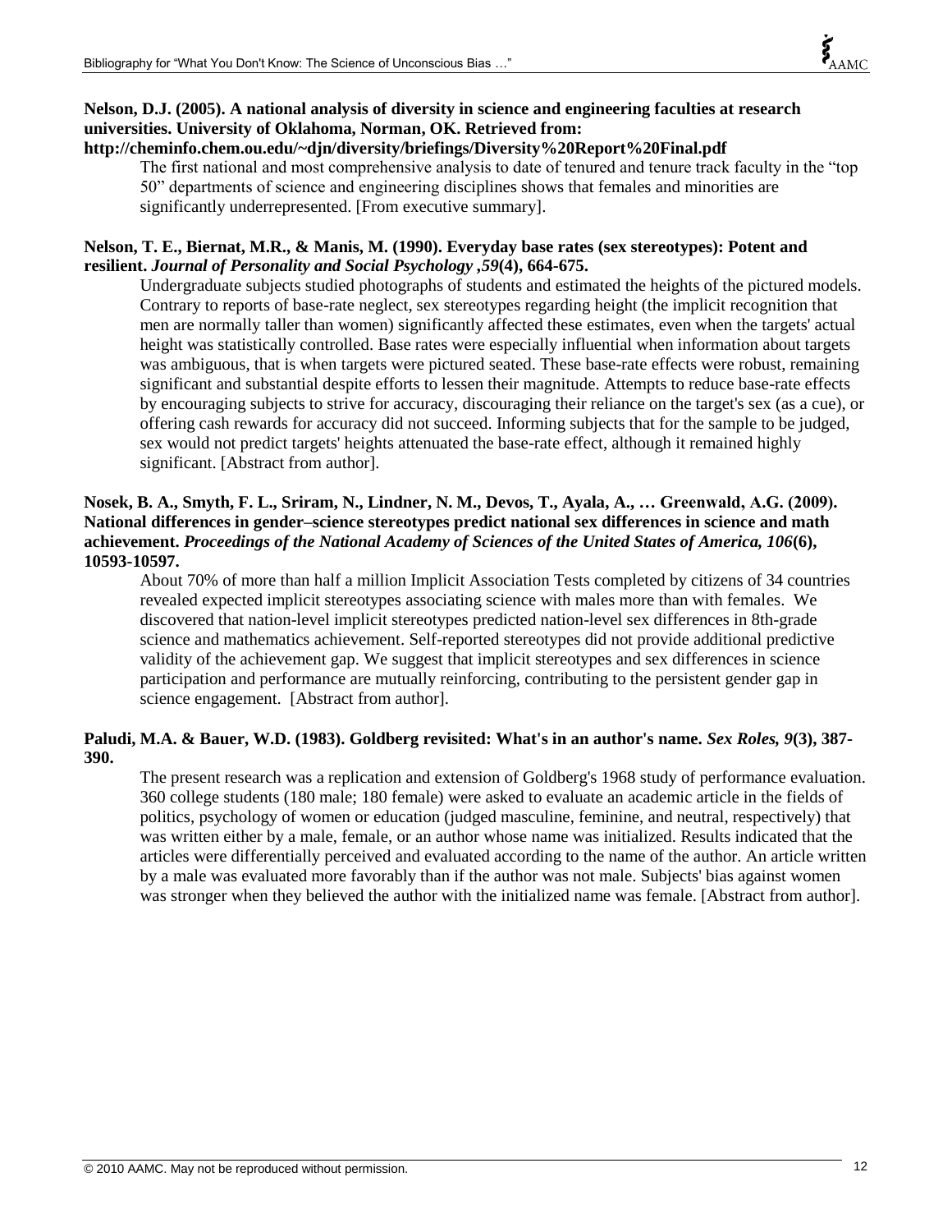**Nelson, D.J. (2005). A national analysis of diversity in science and engineering faculties at research universities. University of Oklahoma, Norman, OK. Retrieved from: http://cheminfo.chem.ou.edu/~djn/diversity/briefings/Diversity%20Report%20Final.pdf**

The first national and most comprehensive analysis to date of tenured and tenure track faculty in the "top 50" departments of science and engineering disciplines shows that females and minorities are significantly underrepresented. [From executive summary].

**Nelson, T. E., Biernat, M.R., & Manis, M. (1990). Everyday base rates (sex stereotypes): Potent and resilient. *Journal of Personality and Social Psychology ,59*(4), 664-675.**

Undergraduate subjects studied photographs of students and estimated the heights of the pictured models. Contrary to reports of base-rate neglect, sex stereotypes regarding height (the implicit recognition that men are normally taller than women) significantly affected these estimates, even when the targets' actual height was statistically controlled. Base rates were especially influential when information about targets was ambiguous, that is when targets were pictured seated. These base-rate effects were robust, remaining significant and substantial despite efforts to lessen their magnitude. Attempts to reduce base-rate effects by encouraging subjects to strive for accuracy, discouraging their reliance on the target's sex (as a cue), or offering cash rewards for accuracy did not succeed. Informing subjects that for the sample to be judged, sex would not predict targets' heights attenuated the base-rate effect, although it remained highly significant. [Abstract from author].

**Nosek, B. A., Smyth, F. L., Sriram, N., Lindner, N. M., Devos, T., Ayala, A., … Greenwald, A.G. (2009). National differences in gender–science stereotypes predict national sex differences in science and math achievement. *Proceedings of the National Academy of Sciences of the United States of America, 106*(6), 10593-10597.**

About 70% of more than half a million Implicit Association Tests completed by citizens of 34 countries revealed expected implicit stereotypes associating science with males more than with females. We discovered that nation-level implicit stereotypes predicted nation-level sex differences in 8th-grade science and mathematics achievement. Self-reported stereotypes did not provide additional predictive validity of the achievement gap. We suggest that implicit stereotypes and sex differences in science participation and performance are mutually reinforcing, contributing to the persistent gender gap in science engagement. [Abstract from author].

**Paludi, M.A. & Bauer, W.D. (1983). Goldberg revisited: What's in an author's name. *Sex Roles, 9*(3), 387-390.**

The present research was a replication and extension of Goldberg's 1968 study of performance evaluation. 360 college students (180 male; 180 female) were asked to evaluate an academic article in the fields of politics, psychology of women or education (judged masculine, feminine, and neutral, respectively) that was written either by a male, female, or an author whose name was initialized. Results indicated that the articles were differentially perceived and evaluated according to the name of the author. An article written by a male was evaluated more favorably than if the author was not male. Subjects' bias against women was stronger when they believed the author with the initialized name was female. [Abstract from author].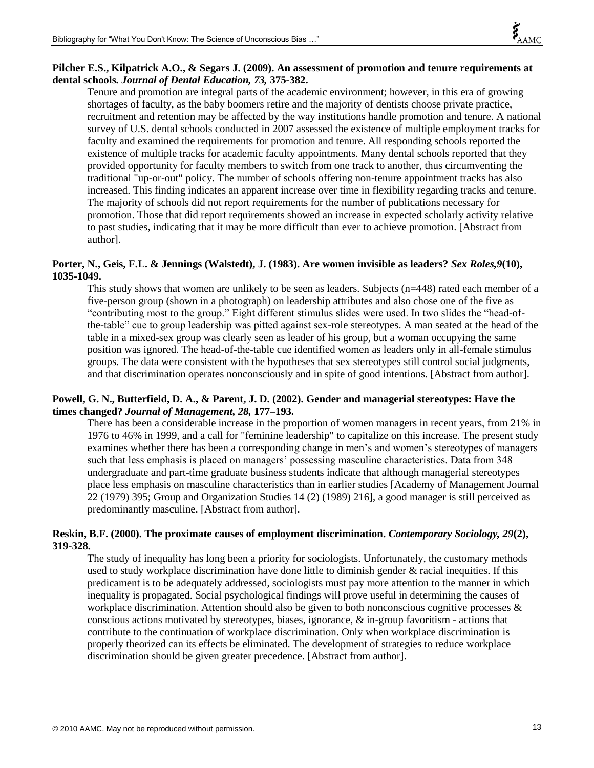**Pilcher E.S., Kilpatrick A.O., & Segars J. (2009). An assessment of promotion and tenure requirements at dental schools. *Journal of Dental Education, 73,* 375-382.**

Tenure and promotion are integral parts of the academic environment; however, in this era of growing shortages of faculty, as the baby boomers retire and the majority of dentists choose private practice, recruitment and retention may be affected by the way institutions handle promotion and tenure. A national survey of U.S. dental schools conducted in 2007 assessed the existence of multiple employment tracks for faculty and examined the requirements for promotion and tenure. All responding schools reported the existence of multiple tracks for academic faculty appointments. Many dental schools reported that they provided opportunity for faculty members to switch from one track to another, thus circumventing the traditional "up-or-out" policy. The number of schools offering non-tenure appointment tracks has also increased. This finding indicates an apparent increase over time in flexibility regarding tracks and tenure. The majority of schools did not report requirements for the number of publications necessary for promotion. Those that did report requirements showed an increase in expected scholarly activity relative to past studies, indicating that it may be more difficult than ever to achieve promotion. [Abstract from author].

**Porter, N., Geis, F.L. & Jennings (Walstedt), J. (1983). Are women invisible as leaders? *Sex Roles,9*(10), 1035-1049.**

This study shows that women are unlikely to be seen as leaders. Subjects (n=448) rated each member of a five-person group (shown in a photograph) on leadership attributes and also chose one of the five as "contributing most to the group." Eight different stimulus slides were used. In two slides the "head-of-the-table" cue to group leadership was pitted against sex-role stereotypes. A man seated at the head of the table in a mixed-sex group was clearly seen as leader of his group, but a woman occupying the same position was ignored. The head-of-the-table cue identified women as leaders only in all-female stimulus groups. The data were consistent with the hypotheses that sex stereotypes still control social judgments, and that discrimination operates nonconsciously and in spite of good intentions. [Abstract from author].

**Powell, G. N., Butterfield, D. A., & Parent, J. D. (2002). Gender and managerial stereotypes: Have the times changed? *Journal of Management, 28,* 177–193.**

There has been a considerable increase in the proportion of women managers in recent years, from 21% in 1976 to 46% in 1999, and a call for "feminine leadership" to capitalize on this increase. The present study examines whether there has been a corresponding change in men's and women's stereotypes of managers such that less emphasis is placed on managers' possessing masculine characteristics. Data from 348 undergraduate and part-time graduate business students indicate that although managerial stereotypes place less emphasis on masculine characteristics than in earlier studies [Academy of Management Journal 22 (1979) 395; Group and Organization Studies 14 (2) (1989) 216], a good manager is still perceived as predominantly masculine. [Abstract from author].

**Reskin, B.F. (2000). The proximate causes of employment discrimination. *Contemporary Sociology, 29*(2), 319-328.**

The study of inequality has long been a priority for sociologists. Unfortunately, the customary methods used to study workplace discrimination have done little to diminish gender & racial inequities. If this predicament is to be adequately addressed, sociologists must pay more attention to the manner in which inequality is propagated. Social psychological findings will prove useful in determining the causes of workplace discrimination. Attention should also be given to both nonconscious cognitive processes & conscious actions motivated by stereotypes, biases, ignorance, & in-group favoritism - actions that contribute to the continuation of workplace discrimination. Only when workplace discrimination is properly theorized can its effects be eliminated. The development of strategies to reduce workplace discrimination should be given greater precedence. [Abstract from author].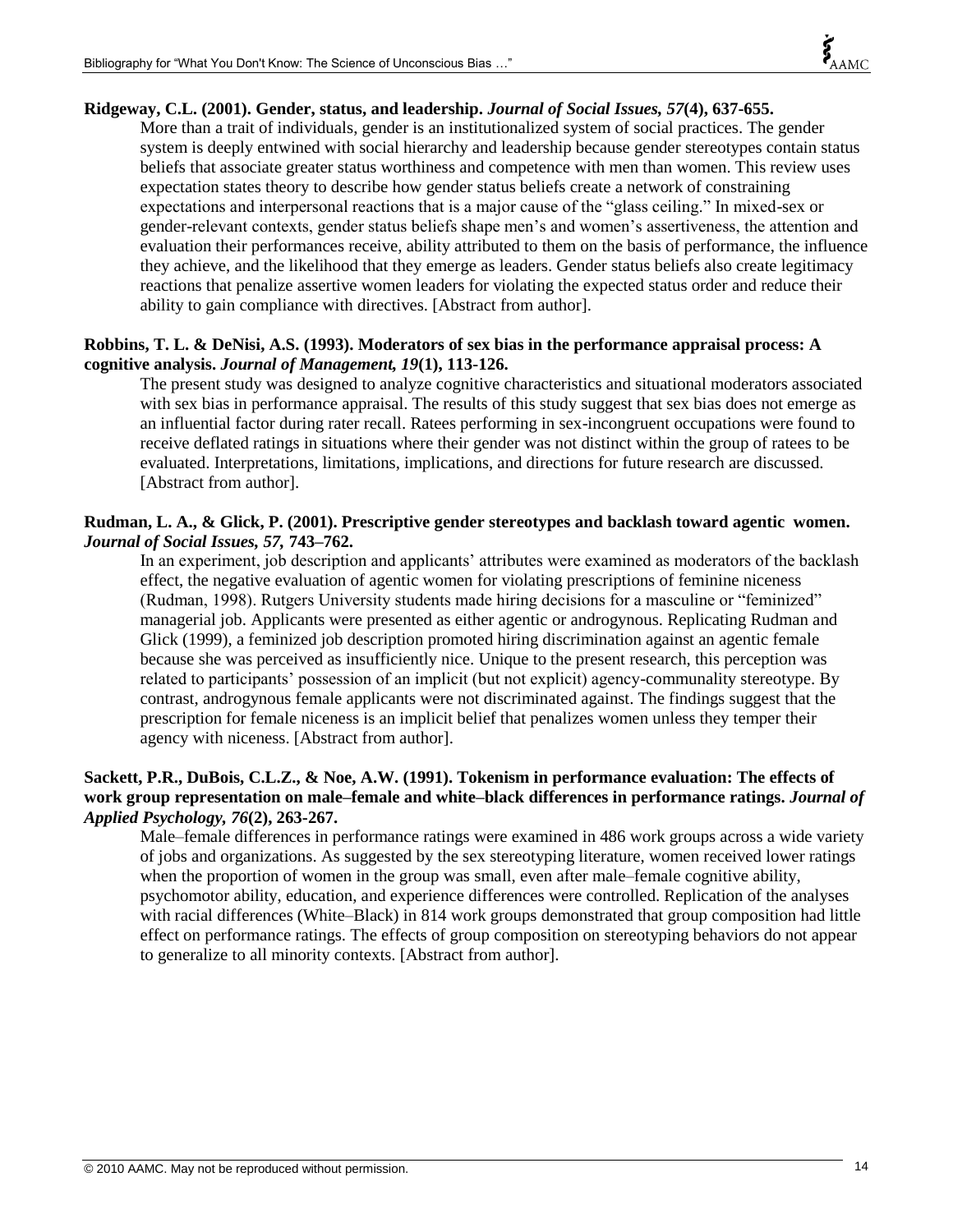**Ridgeway, C.L. (2001). Gender, status, and leadership. *Journal of Social Issues, 57*(4), 637-655.**

More than a trait of individuals, gender is an institutionalized system of social practices. The gender system is deeply entwined with social hierarchy and leadership because gender stereotypes contain status beliefs that associate greater status worthiness and competence with men than women. This review uses expectation states theory to describe how gender status beliefs create a network of constraining expectations and interpersonal reactions that is a major cause of the "glass ceiling." In mixed-sex or gender-relevant contexts, gender status beliefs shape men's and women's assertiveness, the attention and evaluation their performances receive, ability attributed to them on the basis of performance, the influence they achieve, and the likelihood that they emerge as leaders. Gender status beliefs also create legitimacy reactions that penalize assertive women leaders for violating the expected status order and reduce their ability to gain compliance with directives. [Abstract from author].

**Robbins, T. L. & DeNisi, A.S. (1993). Moderators of sex bias in the performance appraisal process: A cognitive analysis. *Journal of Management, 19*(1), 113-126.**

The present study was designed to analyze cognitive characteristics and situational moderators associated with sex bias in performance appraisal. The results of this study suggest that sex bias does not emerge as an influential factor during rater recall. Ratees performing in sex-incongruent occupations were found to receive deflated ratings in situations where their gender was not distinct within the group of ratees to be evaluated. Interpretations, limitations, implications, and directions for future research are discussed. [Abstract from author].

**Rudman, L. A., & Glick, P. (2001). Prescriptive gender stereotypes and backlash toward agentic women. *Journal of Social Issues, 57,* 743–762.**

In an experiment, job description and applicants' attributes were examined as moderators of the backlash effect, the negative evaluation of agentic women for violating prescriptions of feminine niceness (Rudman, 1998). Rutgers University students made hiring decisions for a masculine or "feminized" managerial job. Applicants were presented as either agentic or androgynous. Replicating Rudman and Glick (1999), a feminized job description promoted hiring discrimination against an agentic female because she was perceived as insufficiently nice. Unique to the present research, this perception was related to participants' possession of an implicit (but not explicit) agency-communality stereotype. By contrast, androgynous female applicants were not discriminated against. The findings suggest that the prescription for female niceness is an implicit belief that penalizes women unless they temper their agency with niceness. [Abstract from author].

**Sackett, P.R., DuBois, C.L.Z., & Noe, A.W. (1991). Tokenism in performance evaluation: The effects of work group representation on male–female and white–black differences in performance ratings. *Journal of Applied Psychology, 76*(2), 263-267.**

Male–female differences in performance ratings were examined in 486 work groups across a wide variety of jobs and organizations. As suggested by the sex stereotyping literature, women received lower ratings when the proportion of women in the group was small, even after male–female cognitive ability, psychomotor ability, education, and experience differences were controlled. Replication of the analyses with racial differences (White–Black) in 814 work groups demonstrated that group composition had little effect on performance ratings. The effects of group composition on stereotyping behaviors do not appear to generalize to all minority contexts. [Abstract from author].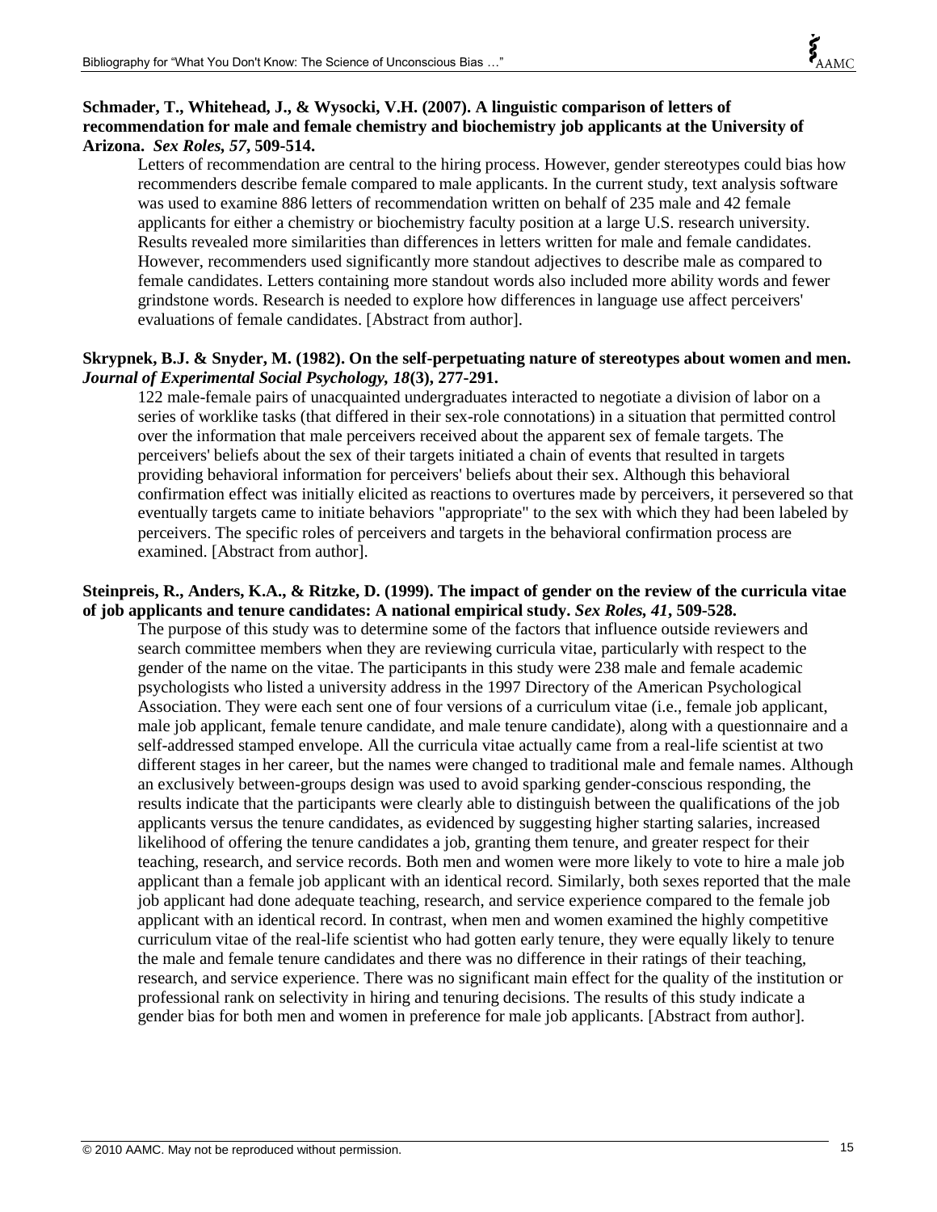**Schmader, T., Whitehead, J., & Wysocki, V.H. (2007). A linguistic comparison of letters of recommendation for male and female chemistry and biochemistry job applicants at the University of Arizona.** ***Sex Roles, 57*****, 509-514.**

Letters of recommendation are central to the hiring process. However, gender stereotypes could bias how recommenders describe female compared to male applicants. In the current study, text analysis software was used to examine 886 letters of recommendation written on behalf of 235 male and 42 female applicants for either a chemistry or biochemistry faculty position at a large U.S. research university. Results revealed more similarities than differences in letters written for male and female candidates. However, recommenders used significantly more standout adjectives to describe male as compared to female candidates. Letters containing more standout words also included more ability words and fewer grindstone words. Research is needed to explore how differences in language use affect perceivers' evaluations of female candidates. [Abstract from author].

**Skrypnek, B.J. & Snyder, M. (1982). On the self-perpetuating nature of stereotypes about women and men.** ***Journal of Experimental Social Psychology, 18*****(3), 277-291.**

122 male-female pairs of unacquainted undergraduates interacted to negotiate a division of labor on a series of worklike tasks (that differed in their sex-role connotations) in a situation that permitted control over the information that male perceivers received about the apparent sex of female targets. The perceivers' beliefs about the sex of their targets initiated a chain of events that resulted in targets providing behavioral information for perceivers' beliefs about their sex. Although this behavioral confirmation effect was initially elicited as reactions to overtures made by perceivers, it persevered so that eventually targets came to initiate behaviors "appropriate" to the sex with which they had been labeled by perceivers. The specific roles of perceivers and targets in the behavioral confirmation process are examined. [Abstract from author].

**Steinpreis, R., Anders, K.A., & Ritzke, D. (1999). The impact of gender on the review of the curricula vitae of job applicants and tenure candidates: A national empirical study.** ***Sex Roles, 41*****, 509-528.**

The purpose of this study was to determine some of the factors that influence outside reviewers and search committee members when they are reviewing curricula vitae, particularly with respect to the gender of the name on the vitae. The participants in this study were 238 male and female academic psychologists who listed a university address in the 1997 Directory of the American Psychological Association. They were each sent one of four versions of a curriculum vitae (i.e., female job applicant, male job applicant, female tenure candidate, and male tenure candidate), along with a questionnaire and a self-addressed stamped envelope. All the curricula vitae actually came from a real-life scientist at two different stages in her career, but the names were changed to traditional male and female names. Although an exclusively between-groups design was used to avoid sparking gender-conscious responding, the results indicate that the participants were clearly able to distinguish between the qualifications of the job applicants versus the tenure candidates, as evidenced by suggesting higher starting salaries, increased likelihood of offering the tenure candidates a job, granting them tenure, and greater respect for their teaching, research, and service records. Both men and women were more likely to vote to hire a male job applicant than a female job applicant with an identical record. Similarly, both sexes reported that the male job applicant had done adequate teaching, research, and service experience compared to the female job applicant with an identical record. In contrast, when men and women examined the highly competitive curriculum vitae of the real-life scientist who had gotten early tenure, they were equally likely to tenure the male and female tenure candidates and there was no difference in their ratings of their teaching, research, and service experience. There was no significant main effect for the quality of the institution or professional rank on selectivity in hiring and tenuring decisions. The results of this study indicate a gender bias for both men and women in preference for male job applicants. [Abstract from author].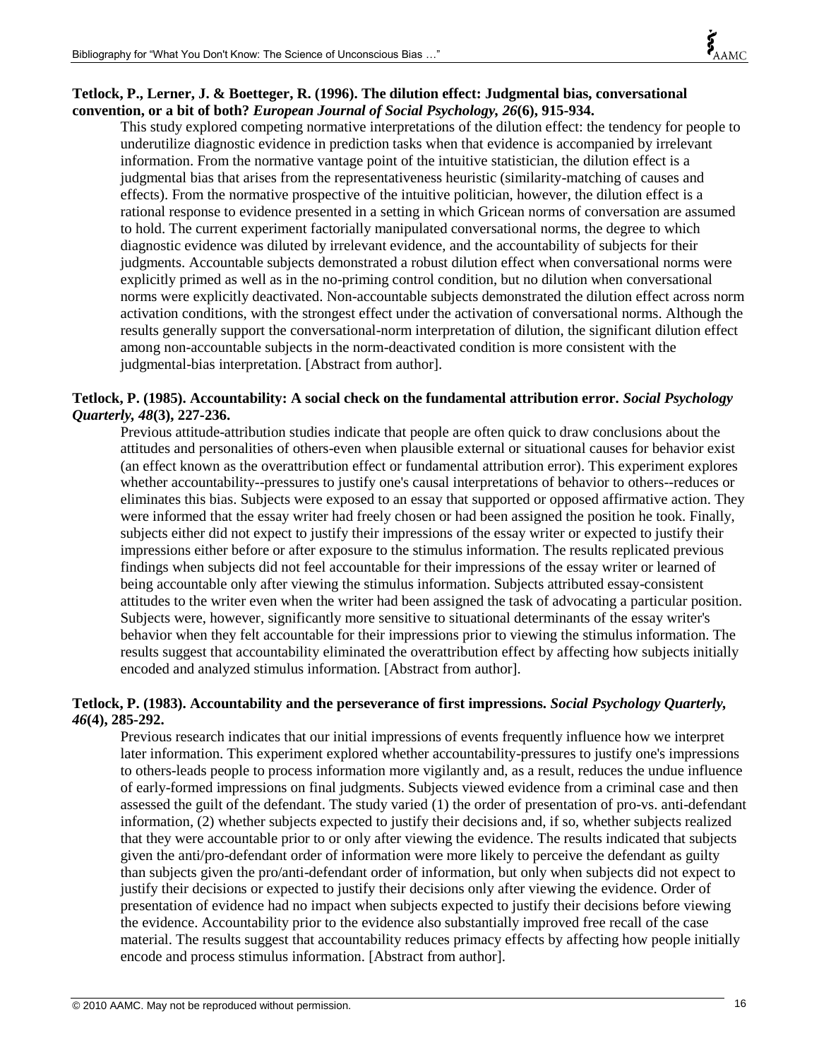**Tetlock, P., Lerner, J. & Boetteger, R. (1996). The dilution effect: Judgmental bias, conversational convention, or a bit of both? *European Journal of Social Psychology, 26*(6), 915-934.**

This study explored competing normative interpretations of the dilution effect: the tendency for people to underutilize diagnostic evidence in prediction tasks when that evidence is accompanied by irrelevant information. From the normative vantage point of the intuitive statistician, the dilution effect is a judgmental bias that arises from the representativeness heuristic (similarity-matching of causes and effects). From the normative prospective of the intuitive politician, however, the dilution effect is a rational response to evidence presented in a setting in which Gricean norms of conversation are assumed to hold. The current experiment factorially manipulated conversational norms, the degree to which diagnostic evidence was diluted by irrelevant evidence, and the accountability of subjects for their judgments. Accountable subjects demonstrated a robust dilution effect when conversational norms were explicitly primed as well as in the no-priming control condition, but no dilution when conversational norms were explicitly deactivated. Non-accountable subjects demonstrated the dilution effect across norm activation conditions, with the strongest effect under the activation of conversational norms. Although the results generally support the conversational-norm interpretation of dilution, the significant dilution effect among non-accountable subjects in the norm-deactivated condition is more consistent with the judgmental-bias interpretation. [Abstract from author].

**Tetlock, P. (1985). Accountability: A social check on the fundamental attribution error. *Social Psychology Quarterly, 48*(3), 227-236.**

Previous attitude-attribution studies indicate that people are often quick to draw conclusions about the attitudes and personalities of others-even when plausible external or situational causes for behavior exist (an effect known as the overattribution effect or fundamental attribution error). This experiment explores whether accountability--pressures to justify one's causal interpretations of behavior to others--reduces or eliminates this bias. Subjects were exposed to an essay that supported or opposed affirmative action. They were informed that the essay writer had freely chosen or had been assigned the position he took. Finally, subjects either did not expect to justify their impressions of the essay writer or expected to justify their impressions either before or after exposure to the stimulus information. The results replicated previous findings when subjects did not feel accountable for their impressions of the essay writer or learned of being accountable only after viewing the stimulus information. Subjects attributed essay-consistent attitudes to the writer even when the writer had been assigned the task of advocating a particular position. Subjects were, however, significantly more sensitive to situational determinants of the essay writer's behavior when they felt accountable for their impressions prior to viewing the stimulus information. The results suggest that accountability eliminated the overattribution effect by affecting how subjects initially encoded and analyzed stimulus information. [Abstract from author].

**Tetlock, P. (1983). Accountability and the perseverance of first impressions. *Social Psychology Quarterly, 46*(4), 285-292.**

Previous research indicates that our initial impressions of events frequently influence how we interpret later information. This experiment explored whether accountability-pressures to justify one's impressions to others-leads people to process information more vigilantly and, as a result, reduces the undue influence of early-formed impressions on final judgments. Subjects viewed evidence from a criminal case and then assessed the guilt of the defendant. The study varied (1) the order of presentation of pro-vs. anti-defendant information, (2) whether subjects expected to justify their decisions and, if so, whether subjects realized that they were accountable prior to or only after viewing the evidence. The results indicated that subjects given the anti/pro-defendant order of information were more likely to perceive the defendant as guilty than subjects given the pro/anti-defendant order of information, but only when subjects did not expect to justify their decisions or expected to justify their decisions only after viewing the evidence. Order of presentation of evidence had no impact when subjects expected to justify their decisions before viewing the evidence. Accountability prior to the evidence also substantially improved free recall of the case material. The results suggest that accountability reduces primacy effects by affecting how people initially encode and process stimulus information. [Abstract from author].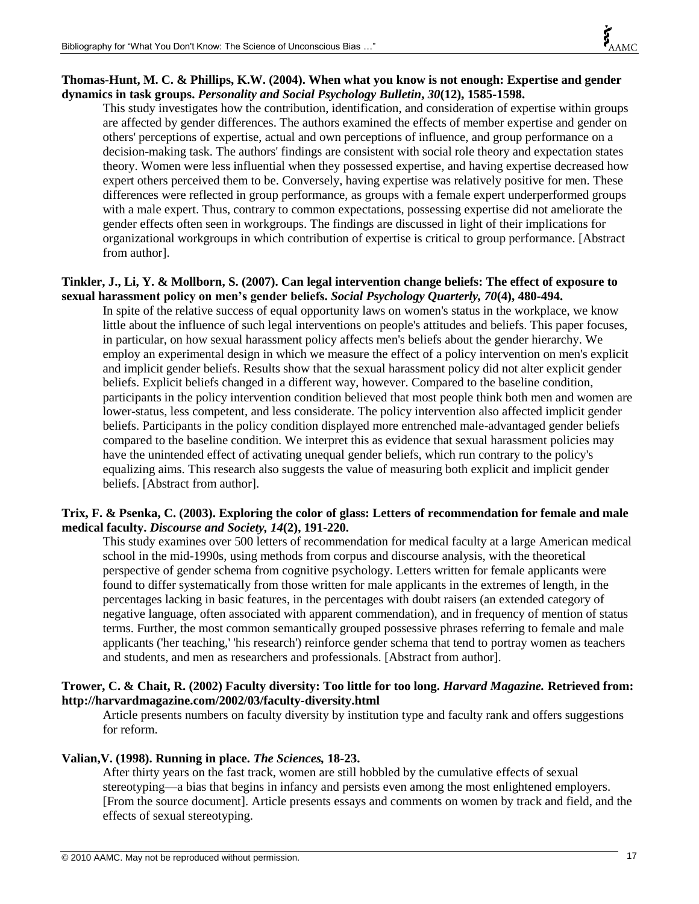**Thomas-Hunt, M. C. & Phillips, K.W. (2004). When what you know is not enough: Expertise and gender dynamics in task groups. *Personality and Social Psychology Bulletin*, *30*(12), 1585-1598.**

This study investigates how the contribution, identification, and consideration of expertise within groups are affected by gender differences. The authors examined the effects of member expertise and gender on others' perceptions of expertise, actual and own perceptions of influence, and group performance on a decision-making task. The authors' findings are consistent with social role theory and expectation states theory. Women were less influential when they possessed expertise, and having expertise decreased how expert others perceived them to be. Conversely, having expertise was relatively positive for men. These differences were reflected in group performance, as groups with a female expert underperformed groups with a male expert. Thus, contrary to common expectations, possessing expertise did not ameliorate the gender effects often seen in workgroups. The findings are discussed in light of their implications for organizational workgroups in which contribution of expertise is critical to group performance. [Abstract from author].

**Tinkler, J., Li, Y. & Mollborn, S. (2007). Can legal intervention change beliefs: The effect of exposure to sexual harassment policy on men's gender beliefs. *Social Psychology Quarterly, 70*(4), 480-494.**

In spite of the relative success of equal opportunity laws on women's status in the workplace, we know little about the influence of such legal interventions on people's attitudes and beliefs. This paper focuses, in particular, on how sexual harassment policy affects men's beliefs about the gender hierarchy. We employ an experimental design in which we measure the effect of a policy intervention on men's explicit and implicit gender beliefs. Results show that the sexual harassment policy did not alter explicit gender beliefs. Explicit beliefs changed in a different way, however. Compared to the baseline condition, participants in the policy intervention condition believed that most people think both men and women are lower-status, less competent, and less considerate. The policy intervention also affected implicit gender beliefs. Participants in the policy condition displayed more entrenched male-advantaged gender beliefs compared to the baseline condition. We interpret this as evidence that sexual harassment policies may have the unintended effect of activating unequal gender beliefs, which run contrary to the policy's equalizing aims. This research also suggests the value of measuring both explicit and implicit gender beliefs. [Abstract from author].

**Trix, F. & Psenka, C. (2003). Exploring the color of glass: Letters of recommendation for female and male medical faculty. *Discourse and Society, 14*(2), 191-220.**

This study examines over 500 letters of recommendation for medical faculty at a large American medical school in the mid-1990s, using methods from corpus and discourse analysis, with the theoretical perspective of gender schema from cognitive psychology. Letters written for female applicants were found to differ systematically from those written for male applicants in the extremes of length, in the percentages lacking in basic features, in the percentages with doubt raisers (an extended category of negative language, often associated with apparent commendation), and in frequency of mention of status terms. Further, the most common semantically grouped possessive phrases referring to female and male applicants ('her teaching,' 'his research') reinforce gender schema that tend to portray women as teachers and students, and men as researchers and professionals. [Abstract from author].

**Trower, C. & Chait, R. (2002) Faculty diversity: Too little for too long. *Harvard Magazine.* Retrieved from: http://harvardmagazine.com/2002/03/faculty-diversity.html**

Article presents numbers on faculty diversity by institution type and faculty rank and offers suggestions for reform.

**Valian,V. (1998). Running in place. *The Sciences,* 18-23.**

After thirty years on the fast track, women are still hobbled by the cumulative effects of sexual stereotyping—a bias that begins in infancy and persists even among the most enlightened employers. [From the source document]. Article presents essays and comments on women by track and field, and the effects of sexual stereotyping.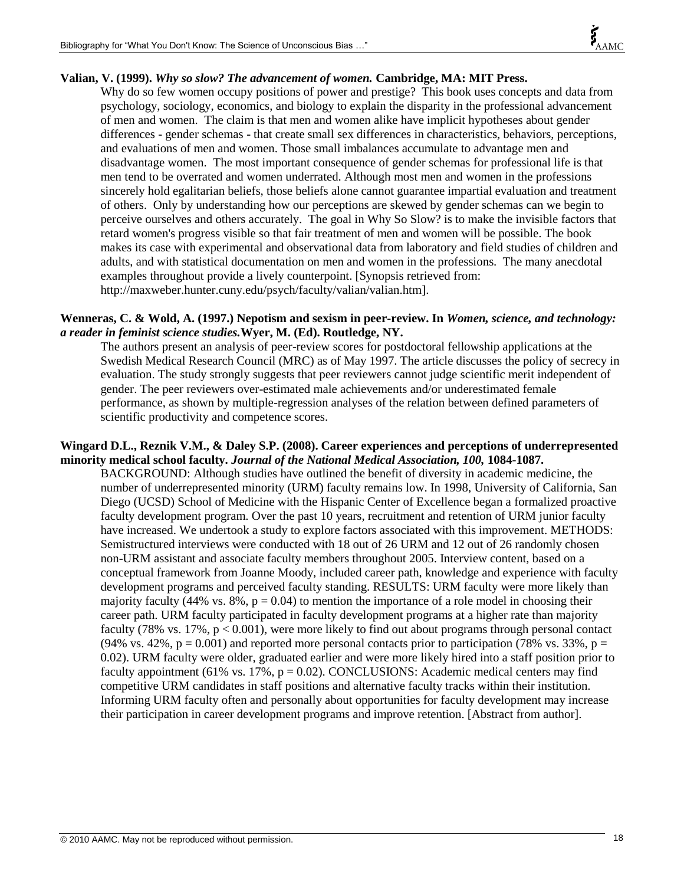**Valian, V. (1999). *Why so slow? The advancement of women.* Cambridge, MA: MIT Press.**

Why do so few women occupy positions of power and prestige? This book uses concepts and data from psychology, sociology, economics, and biology to explain the disparity in the professional advancement of men and women. The claim is that men and women alike have implicit hypotheses about gender differences - gender schemas - that create small sex differences in characteristics, behaviors, perceptions, and evaluations of men and women. Those small imbalances accumulate to advantage men and disadvantage women. The most important consequence of gender schemas for professional life is that men tend to be overrated and women underrated. Although most men and women in the professions sincerely hold egalitarian beliefs, those beliefs alone cannot guarantee impartial evaluation and treatment of others. Only by understanding how our perceptions are skewed by gender schemas can we begin to perceive ourselves and others accurately. The goal in Why So Slow? is to make the invisible factors that retard women's progress visible so that fair treatment of men and women will be possible. The book makes its case with experimental and observational data from laboratory and field studies of children and adults, and with statistical documentation on men and women in the professions. The many anecdotal examples throughout provide a lively counterpoint. [Synopsis retrieved from: http://maxweber.hunter.cuny.edu/psych/faculty/valian/valian.htm].

**Wenneras, C. & Wold, A. (1997.) Nepotism and sexism in peer-review. In *Women, science, and technology: a reader in feminist science studies.*Wyer, M. (Ed). Routledge, NY.**

The authors present an analysis of peer-review scores for postdoctoral fellowship applications at the Swedish Medical Research Council (MRC) as of May 1997. The article discusses the policy of secrecy in evaluation. The study strongly suggests that peer reviewers cannot judge scientific merit independent of gender. The peer reviewers over-estimated male achievements and/or underestimated female performance, as shown by multiple-regression analyses of the relation between defined parameters of scientific productivity and competence scores.

**Wingard D.L., Reznik V.M., & Daley S.P. (2008). Career experiences and perceptions of underrepresented minority medical school faculty. *Journal of the National Medical Association, 100,* 1084-1087.**

BACKGROUND: Although studies have outlined the benefit of diversity in academic medicine, the number of underrepresented minority (URM) faculty remains low. In 1998, University of California, San Diego (UCSD) School of Medicine with the Hispanic Center of Excellence began a formalized proactive faculty development program. Over the past 10 years, recruitment and retention of URM junior faculty have increased. We undertook a study to explore factors associated with this improvement. METHODS: Semistructured interviews were conducted with 18 out of 26 URM and 12 out of 26 randomly chosen non-URM assistant and associate faculty members throughout 2005. Interview content, based on a conceptual framework from Joanne Moody, included career path, knowledge and experience with faculty development programs and perceived faculty standing. RESULTS: URM faculty were more likely than majority faculty (44% vs. 8%, $p = 0.04$) to mention the importance of a role model in choosing their career path. URM faculty participated in faculty development programs at a higher rate than majority faculty (78% vs. 17%, $p < 0.001$), were more likely to find out about programs through personal contact (94% vs. 42%, $p = 0.001$) and reported more personal contacts prior to participation (78% vs. 33%, $p = 0.02$). URM faculty were older, graduated earlier and were more likely hired into a staff position prior to faculty appointment (61% vs. 17%, $p = 0.02$). CONCLUSIONS: Academic medical centers may find competitive URM candidates in staff positions and alternative faculty tracks within their institution. Informing URM faculty often and personally about opportunities for faculty development may increase their participation in career development programs and improve retention. [Abstract from author].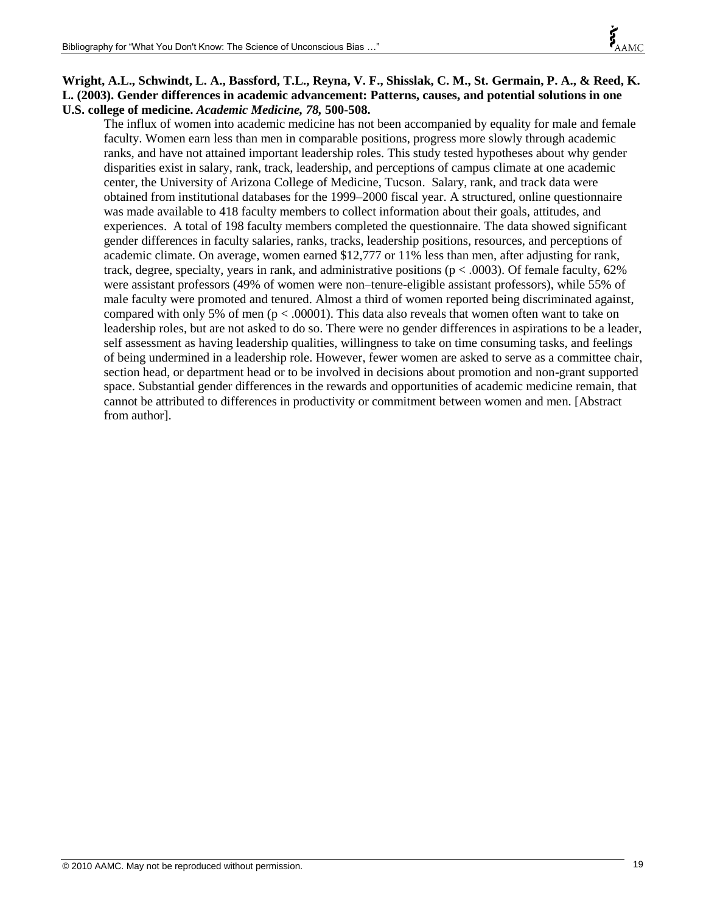**Wright, A.L., Schwindt, L. A., Bassford, T.L., Reyna, V. F., Shisslak, C. M., St. Germain, P. A., & Reed, K. L. (2003). Gender differences in academic advancement: Patterns, causes, and potential solutions in one U.S. college of medicine. *Academic Medicine, 78,* 500-508.**

The influx of women into academic medicine has not been accompanied by equality for male and female faculty. Women earn less than men in comparable positions, progress more slowly through academic ranks, and have not attained important leadership roles. This study tested hypotheses about why gender disparities exist in salary, rank, track, leadership, and perceptions of campus climate at one academic center, the University of Arizona College of Medicine, Tucson. Salary, rank, and track data were obtained from institutional databases for the 1999–2000 fiscal year. A structured, online questionnaire was made available to 418 faculty members to collect information about their goals, attitudes, and experiences. A total of 198 faculty members completed the questionnaire. The data showed significant gender differences in faculty salaries, ranks, tracks, leadership positions, resources, and perceptions of academic climate. On average, women earned $12,777 or 11% less than men, after adjusting for rank, track, degree, specialty, years in rank, and administrative positions ($p < .0003$). Of female faculty, 62% were assistant professors (49% of women were non–tenure-eligible assistant professors), while 55% of male faculty were promoted and tenured. Almost a third of women reported being discriminated against, compared with only 5% of men ($p < .00001$). This data also reveals that women often want to take on leadership roles, but are not asked to do so. There were no gender differences in aspirations to be a leader, self assessment as having leadership qualities, willingness to take on time consuming tasks, and feelings of being undermined in a leadership role. However, fewer women are asked to serve as a committee chair, section head, or department head or to be involved in decisions about promotion and non-grant supported space. Substantial gender differences in the rewards and opportunities of academic medicine remain, that cannot be attributed to differences in productivity or commitment between women and men. [Abstract from author].